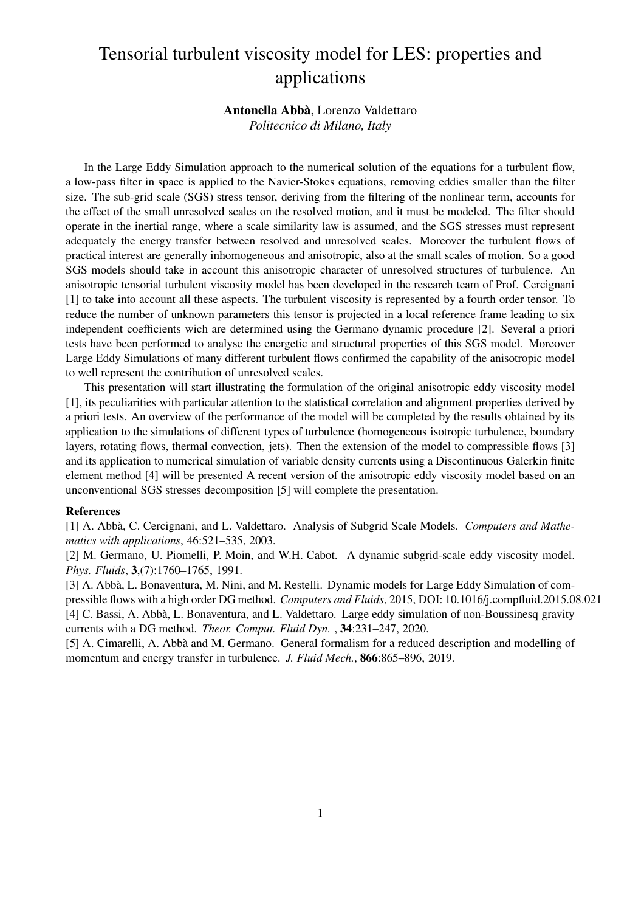# Tensorial turbulent viscosity model for LES: properties and applications

**Antonella Abbà**, Lorenzo Valdettaro
*Politecnico di Milano, Italy*

In the Large Eddy Simulation approach to the numerical solution of the equations for a turbulent flow, a low-pass filter in space is applied to the Navier-Stokes equations, removing eddies smaller than the filter size. The sub-grid scale (SGS) stress tensor, deriving from the filtering of the nonlinear term, accounts for the effect of the small unresolved scales on the resolved motion, and it must be modeled. The filter should operate in the inertial range, where a scale similarity law is assumed, and the SGS stresses must represent adequately the energy transfer between resolved and unresolved scales. Moreover the turbulent flows of practical interest are generally inhomogeneous and anisotropic, also at the small scales of motion. So a good SGS models should take in account this anisotropic character of unresolved structures of turbulence. An anisotropic tensorial turbulent viscosity model has been developed in the research team of Prof. Cercignani [1] to take into account all these aspects. The turbulent viscosity is represented by a fourth order tensor. To reduce the number of unknown parameters this tensor is projected in a local reference frame leading to six independent coefficients wich are determined using the Germano dynamic procedure [2]. Several a priori tests have been performed to analyse the energetic and structural properties of this SGS model. Moreover Large Eddy Simulations of many different turbulent flows confirmed the capability of the anisotropic model to well represent the contribution of unresolved scales.

This presentation will start illustrating the formulation of the original anisotropic eddy viscosity model [1], its peculiarities with particular attention to the statistical correlation and alignment properties derived by a priori tests. An overview of the performance of the model will be completed by the results obtained by its application to the simulations of different types of turbulence (homogeneous isotropic turbulence, boundary layers, rotating flows, thermal convection, jets). Then the extension of the model to compressible flows [3] and its application to numerical simulation of variable density currents using a Discontinuous Galerkin finite element method [4] will be presented A recent version of the anisotropic eddy viscosity model based on an unconventional SGS stresses decomposition [5] will complete the presentation.

**References**

[1] A. Abbà, C. Cercignani, and L. Valdettaro. Analysis of Subgrid Scale Models. *Computers and Mathematics with applications*, 46:521–535, 2003.

[2] M. Germano, U. Piomelli, P. Moin, and W.H. Cabot. A dynamic subgrid-scale eddy viscosity model. *Phys. Fluids*, **3**,(7):1760–1765, 1991.

[3] A. Abbà, L. Bonaventura, M. Nini, and M. Restelli. Dynamic models for Large Eddy Simulation of compressible flows with a high order DG method. *Computers and Fluids*, 2015, DOI: 10.1016/j.compfluid.2015.08.021

[4] C. Bassi, A. Abbà, L. Bonaventura, and L. Valdettaro. Large eddy simulation of non-Boussinesq gravity currents with a DG method. *Theor. Comput. Fluid Dyn.* , **34**:231–247, 2020.

[5] A. Cimarelli, A. Abbà and M. Germano. General formalism for a reduced description and modelling of momentum and energy transfer in turbulence. *J. Fluid Mech.*, **866**:865–896, 2019.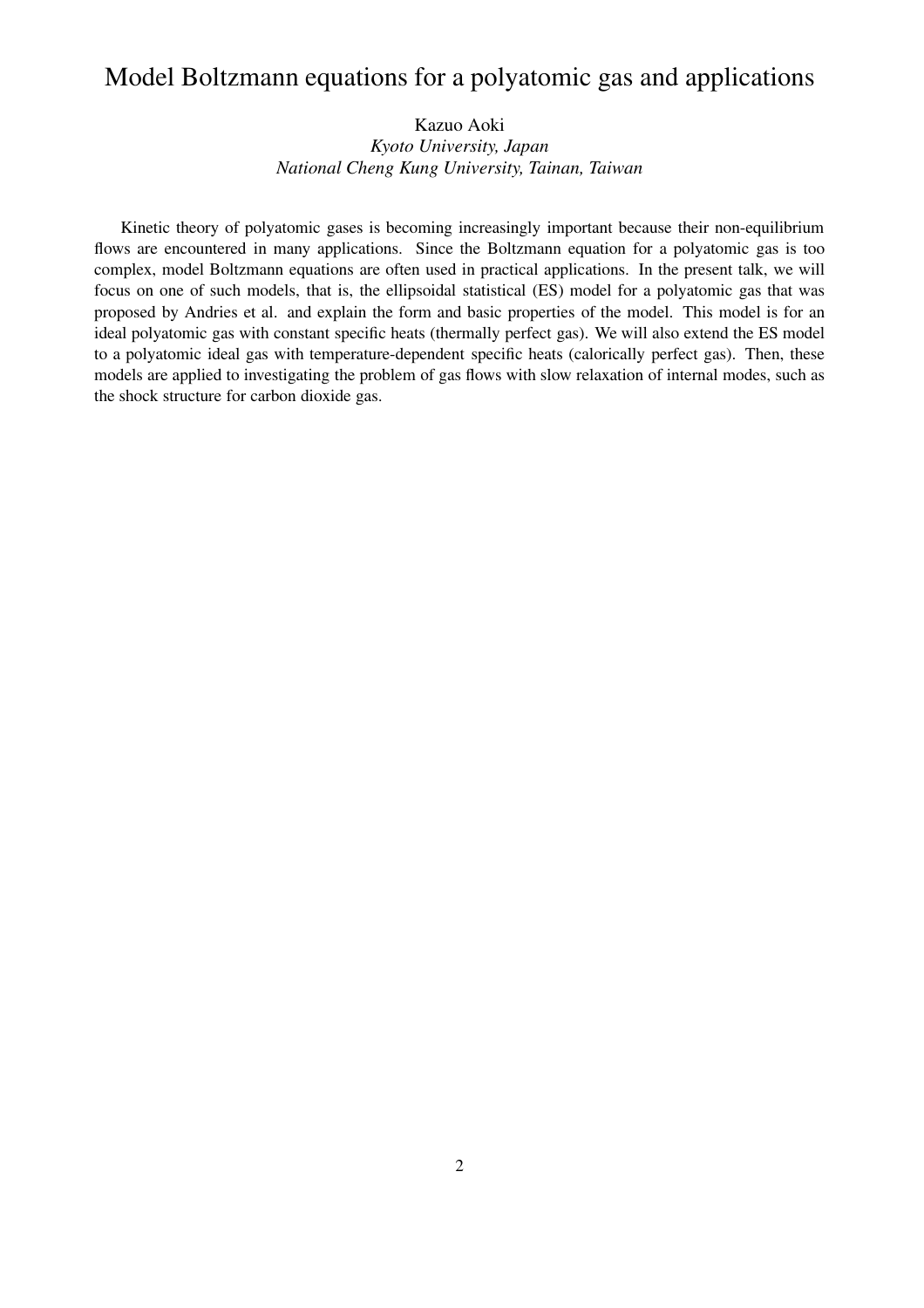# Model Boltzmann equations for a polyatomic gas and applications

Kazuo Aoki

*Kyoto University, Japan*

*National Cheng Kung University, Tainan, Taiwan*

Kinetic theory of polyatomic gases is becoming increasingly important because their non-equilibrium flows are encountered in many applications. Since the Boltzmann equation for a polyatomic gas is too complex, model Boltzmann equations are often used in practical applications. In the present talk, we will focus on one of such models, that is, the ellipsoidal statistical (ES) model for a polyatomic gas that was proposed by Andries et al. and explain the form and basic properties of the model. This model is for an ideal polyatomic gas with constant specific heats (thermally perfect gas). We will also extend the ES model to a polyatomic ideal gas with temperature-dependent specific heats (calorically perfect gas). Then, these models are applied to investigating the problem of gas flows with slow relaxation of internal modes, such as the shock structure for carbon dioxide gas.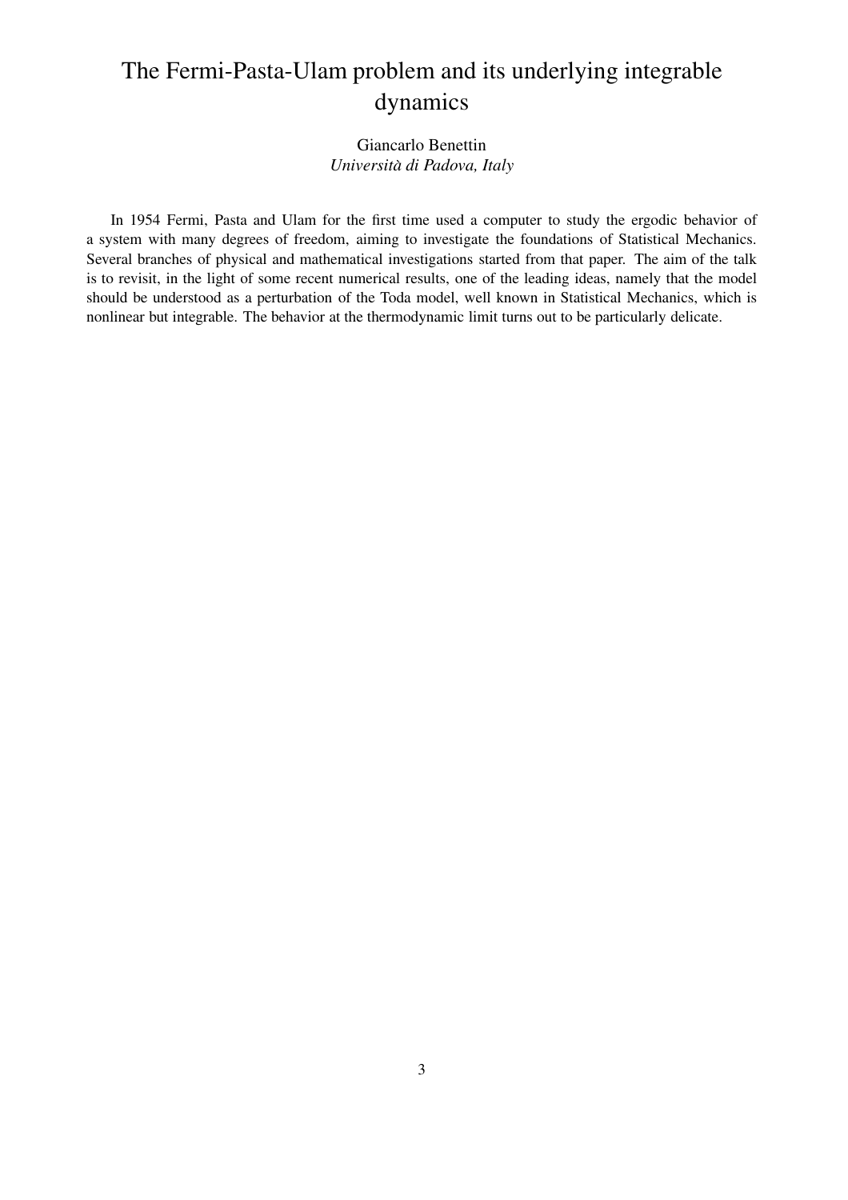# The Fermi-Pasta-Ulam problem and its underlying integrable dynamics

Giancarlo Benettin
*Università di Padova, Italy*

In 1954 Fermi, Pasta and Ulam for the first time used a computer to study the ergodic behavior of a system with many degrees of freedom, aiming to investigate the foundations of Statistical Mechanics. Several branches of physical and mathematical investigations started from that paper. The aim of the talk is to revisit, in the light of some recent numerical results, one of the leading ideas, namely that the model should be understood as a perturbation of the Toda model, well known in Statistical Mechanics, which is nonlinear but integrable. The behavior at the thermodynamic limit turns out to be particularly delicate.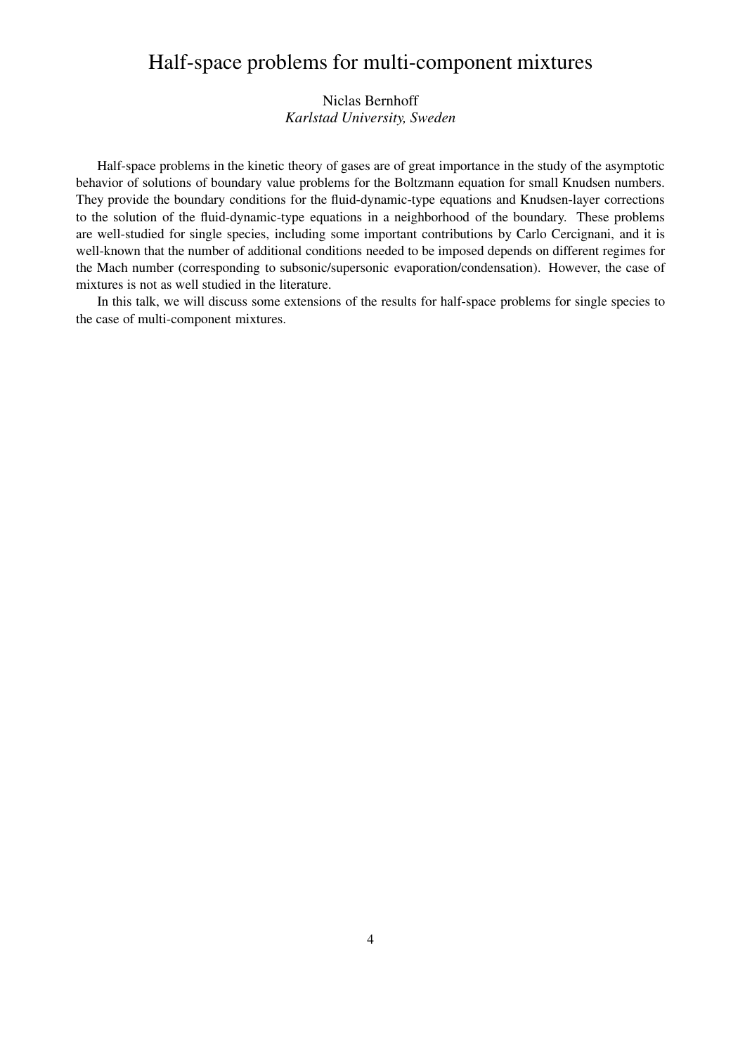# Half-space problems for multi-component mixtures

Niclas Bernhoff
*Karlstad University, Sweden*

Half-space problems in the kinetic theory of gases are of great importance in the study of the asymptotic behavior of solutions of boundary value problems for the Boltzmann equation for small Knudsen numbers. They provide the boundary conditions for the fluid-dynamic-type equations and Knudsen-layer corrections to the solution of the fluid-dynamic-type equations in a neighborhood of the boundary. These problems are well-studied for single species, including some important contributions by Carlo Cercignani, and it is well-known that the number of additional conditions needed to be imposed depends on different regimes for the Mach number (corresponding to subsonic/supersonic evaporation/condensation). However, the case of mixtures is not as well studied in the literature.

In this talk, we will discuss some extensions of the results for half-space problems for single species to the case of multi-component mixtures.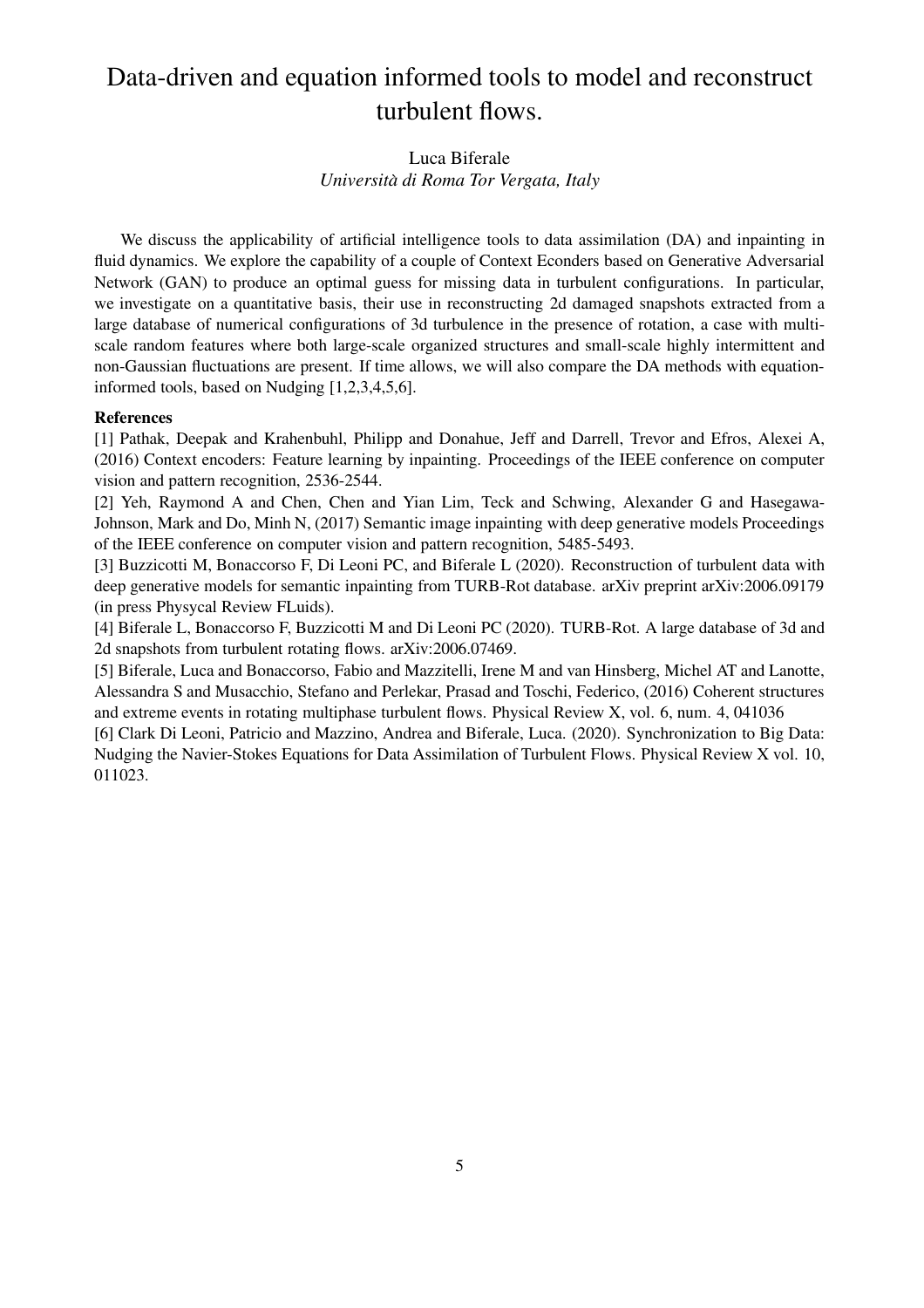# Data-driven and equation informed tools to model and reconstruct turbulent flows.

Luca Biferale

*Università di Roma Tor Vergata, Italy*

We discuss the applicability of artificial intelligence tools to data assimilation (DA) and inpainting in fluid dynamics. We explore the capability of a couple of Context Econders based on Generative Adversarial Network (GAN) to produce an optimal guess for missing data in turbulent configurations. In particular, we investigate on a quantitative basis, their use in reconstructing 2d damaged snapshots extracted from a large database of numerical configurations of 3d turbulence in the presence of rotation, a case with multi-scale random features where both large-scale organized structures and small-scale highly intermittent and non-Gaussian fluctuations are present. If time allows, we will also compare the DA methods with equation-informed tools, based on Nudging [1,2,3,4,5,6].

**References**

[1] Pathak, Deepak and Krahenbuhl, Philipp and Donahue, Jeff and Darrell, Trevor and Efros, Alexei A, (2016) Context encoders: Feature learning by inpainting. Proceedings of the IEEE conference on computer vision and pattern recognition, 2536-2544.

[2] Yeh, Raymond A and Chen, Chen and Yian Lim, Teck and Schwing, Alexander G and Hasegawa-Johnson, Mark and Do, Minh N, (2017) Semantic image inpainting with deep generative models Proceedings of the IEEE conference on computer vision and pattern recognition, 5485-5493.

[3] Buzzicotti M, Bonaccorso F, Di Leoni PC, and Biferale L (2020). Reconstruction of turbulent data with deep generative models for semantic inpainting from TURB-Rot database. arXiv preprint arXiv:2006.09179 (in press Physycal Review FLuids).

[4] Biferale L, Bonaccorso F, Buzzicotti M and Di Leoni PC (2020). TURB-Rot. A large database of 3d and 2d snapshots from turbulent rotating flows. arXiv:2006.07469.

[5] Biferale, Luca and Bonaccorso, Fabio and Mazzitelli, Irene M and van Hinsberg, Michel AT and Lanotte, Alessandra S and Musacchio, Stefano and Perlekar, Prasad and Toschi, Federico, (2016) Coherent structures and extreme events in rotating multiphase turbulent flows. Physical Review X, vol. 6, num. 4, 041036

[6] Clark Di Leoni, Patricio and Mazzino, Andrea and Biferale, Luca. (2020). Synchronization to Big Data: Nudging the Navier-Stokes Equations for Data Assimilation of Turbulent Flows. Physical Review X vol. 10, 011023.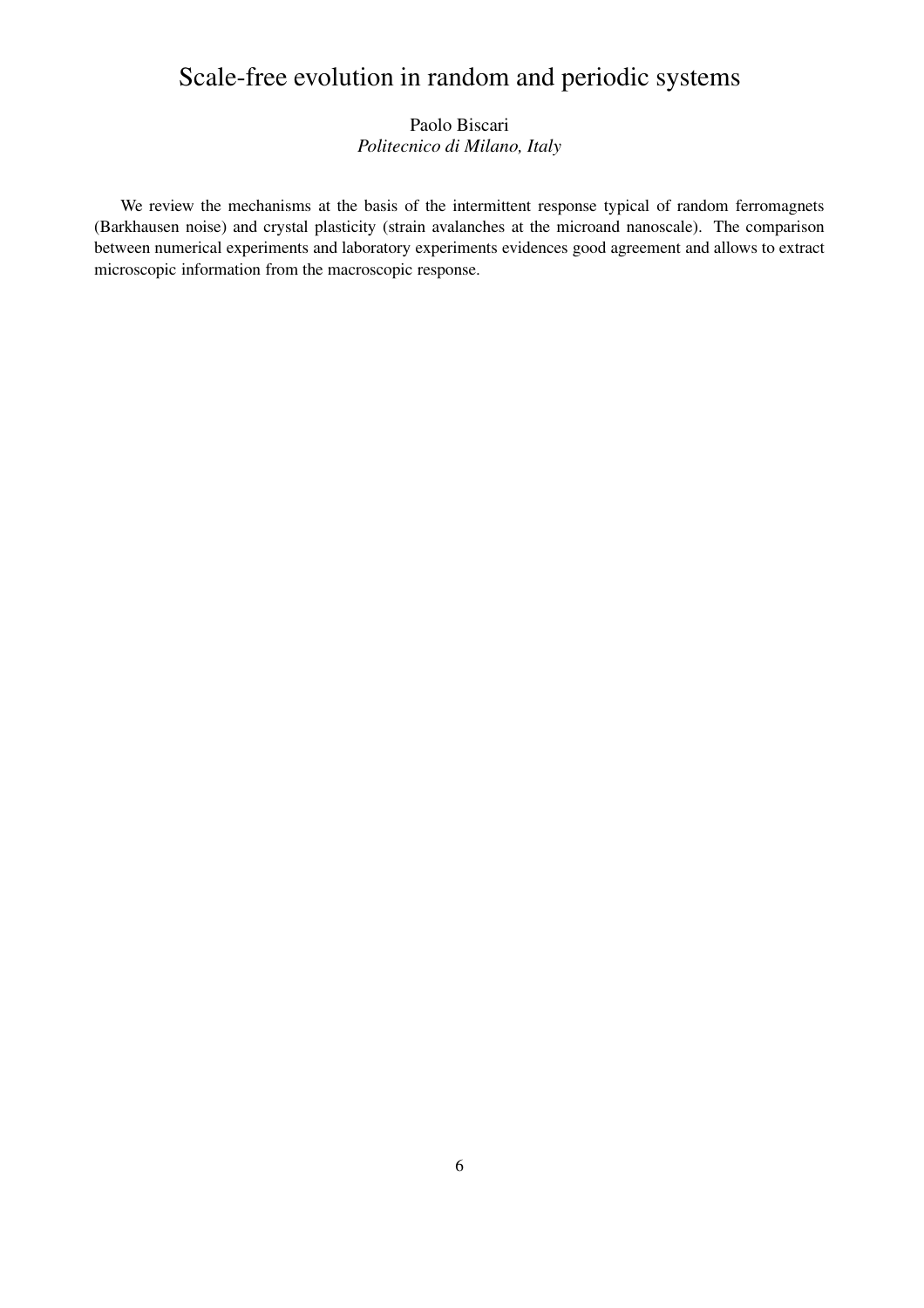# Scale-free evolution in random and periodic systems

Paolo Biscari
*Politecnico di Milano, Italy*

We review the mechanisms at the basis of the intermittent response typical of random ferromagnets (Barkhausen noise) and crystal plasticity (strain avalanches at the microand nanoscale). The comparison between numerical experiments and laboratory experiments evidences good agreement and allows to extract microscopic information from the macroscopic response.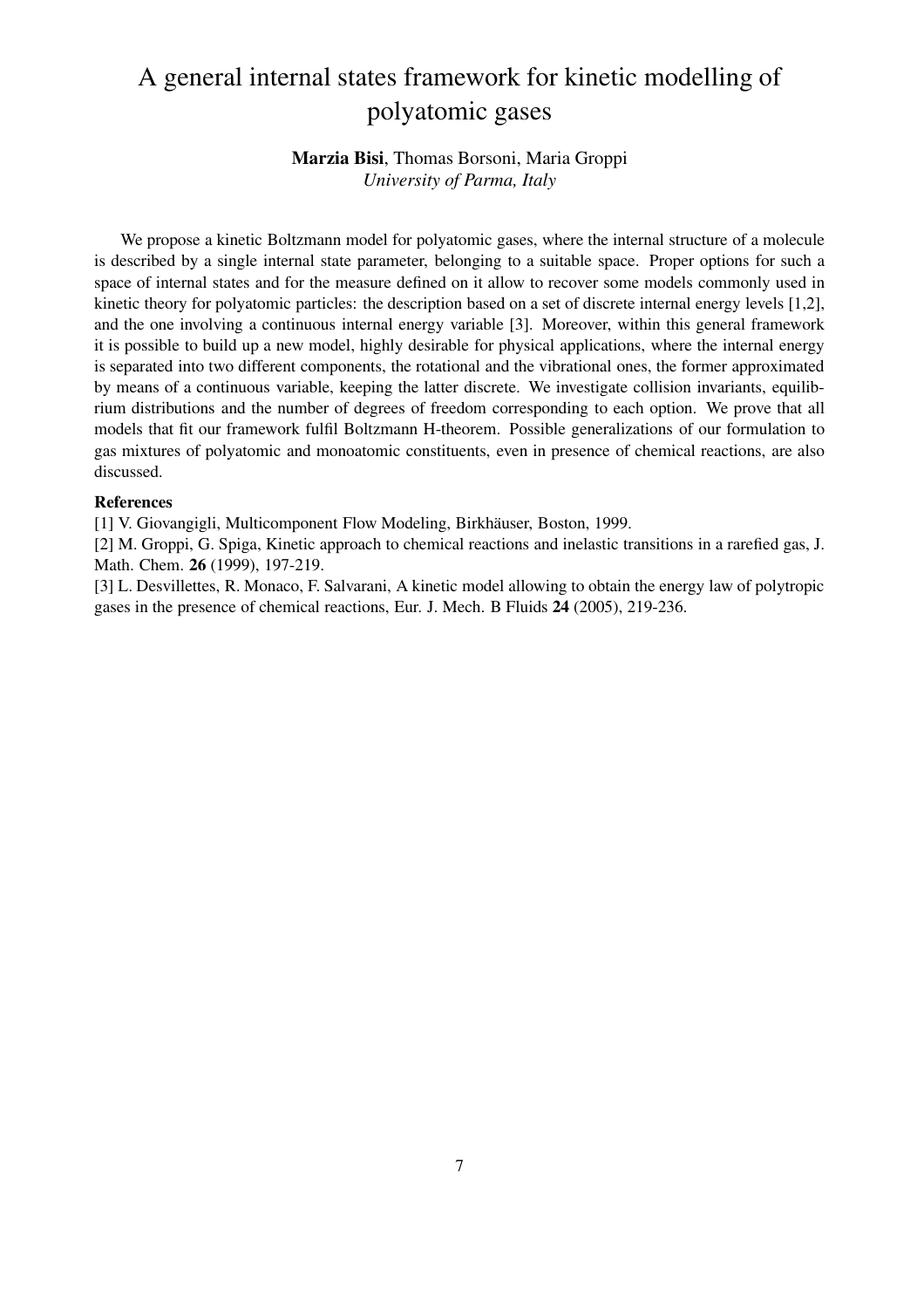# A general internal states framework for kinetic modelling of polyatomic gases

**Marzia Bisi**, Thomas Borsoni, Maria Groppi
*University of Parma, Italy*

We propose a kinetic Boltzmann model for polyatomic gases, where the internal structure of a molecule is described by a single internal state parameter, belonging to a suitable space. Proper options for such a space of internal states and for the measure defined on it allow to recover some models commonly used in kinetic theory for polyatomic particles: the description based on a set of discrete internal energy levels [1,2], and the one involving a continuous internal energy variable [3]. Moreover, within this general framework it is possible to build up a new model, highly desirable for physical applications, where the internal energy is separated into two different components, the rotational and the vibrational ones, the former approximated by means of a continuous variable, keeping the latter discrete. We investigate collision invariants, equilibrium distributions and the number of degrees of freedom corresponding to each option. We prove that all models that fit our framework fulfil Boltzmann H-theorem. Possible generalizations of our formulation to gas mixtures of polyatomic and monoatomic constituents, even in presence of chemical reactions, are also discussed.

**References**

[1] V. Giovangigli, Multicomponent Flow Modeling, Birkhäuser, Boston, 1999.

[2] M. Groppi, G. Spiga, Kinetic approach to chemical reactions and inelastic transitions in a rarefied gas, J. Math. Chem. **26** (1999), 197-219.

[3] L. Desvillettes, R. Monaco, F. Salvarani, A kinetic model allowing to obtain the energy law of polytropic gases in the presence of chemical reactions, Eur. J. Mech. B Fluids **24** (2005), 219-236.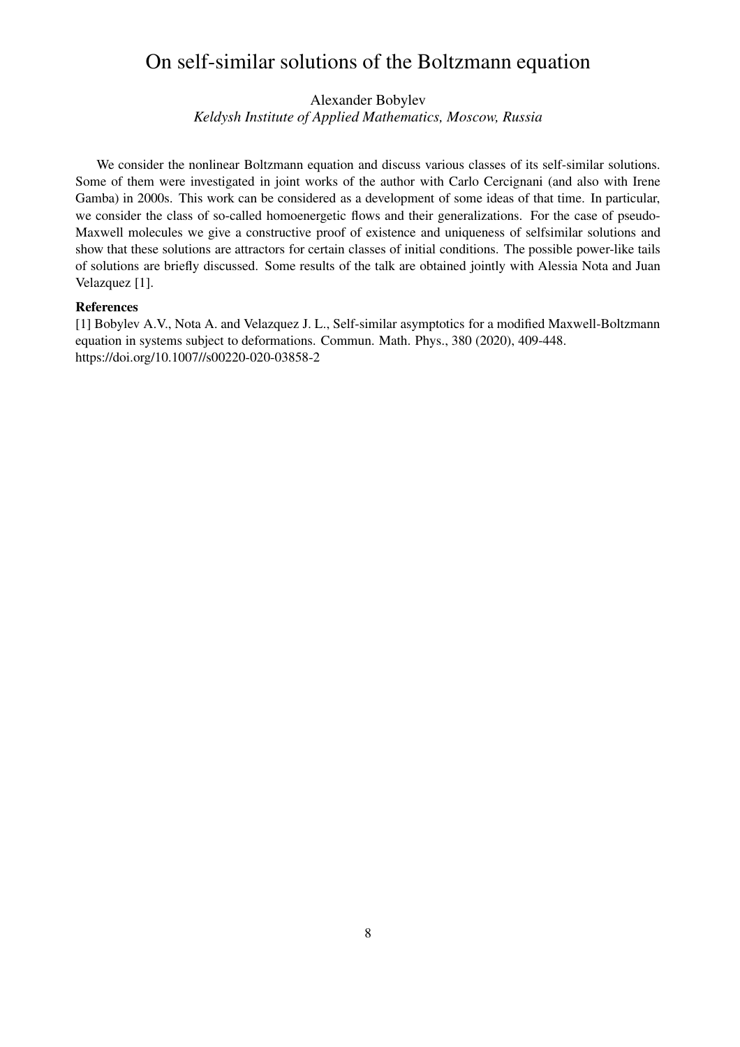# On self-similar solutions of the Boltzmann equation

Alexander Bobylev
*Keldysh Institute of Applied Mathematics, Moscow, Russia*

We consider the nonlinear Boltzmann equation and discuss various classes of its self-similar solutions. Some of them were investigated in joint works of the author with Carlo Cercignani (and also with Irene Gamba) in 2000s. This work can be considered as a development of some ideas of that time. In particular, we consider the class of so-called homoenergetic flows and their generalizations. For the case of pseudo-Maxwell molecules we give a constructive proof of existence and uniqueness of selfsimilar solutions and show that these solutions are attractors for certain classes of initial conditions. The possible power-like tails of solutions are briefly discussed. Some results of the talk are obtained jointly with Alessia Nota and Juan Velazquez [1].

**References**

[1] Bobylev A.V., Nota A. and Velazquez J. L., Self-similar asymptotics for a modified Maxwell-Boltzmann equation in systems subject to deformations. Commun. Math. Phys., 380 (2020), 409-448. https://doi.org/10.1007//s00220-020-03858-2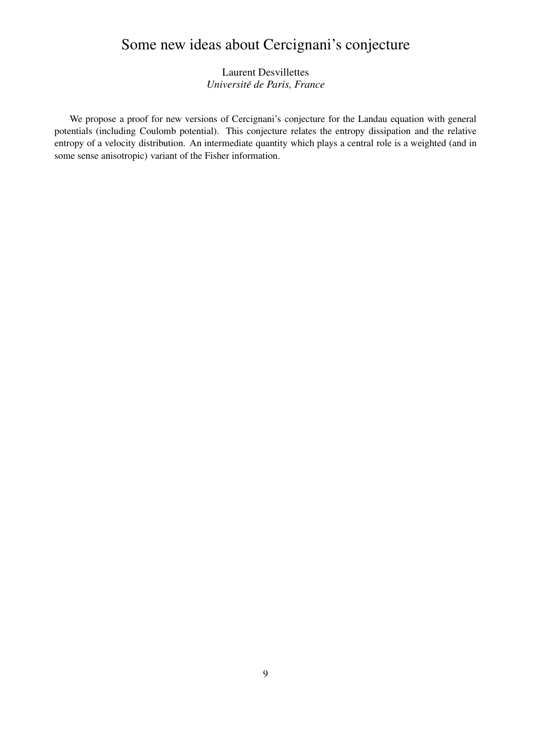# Some new ideas about Cercignani's conjecture

Laurent Desvillettes
*Université de Paris, France*

We propose a proof for new versions of Cercignani's conjecture for the Landau equation with general potentials (including Coulomb potential). This conjecture relates the entropy dissipation and the relative entropy of a velocity distribution. An intermediate quantity which plays a central role is a weighted (and in some sense anisotropic) variant of the Fisher information.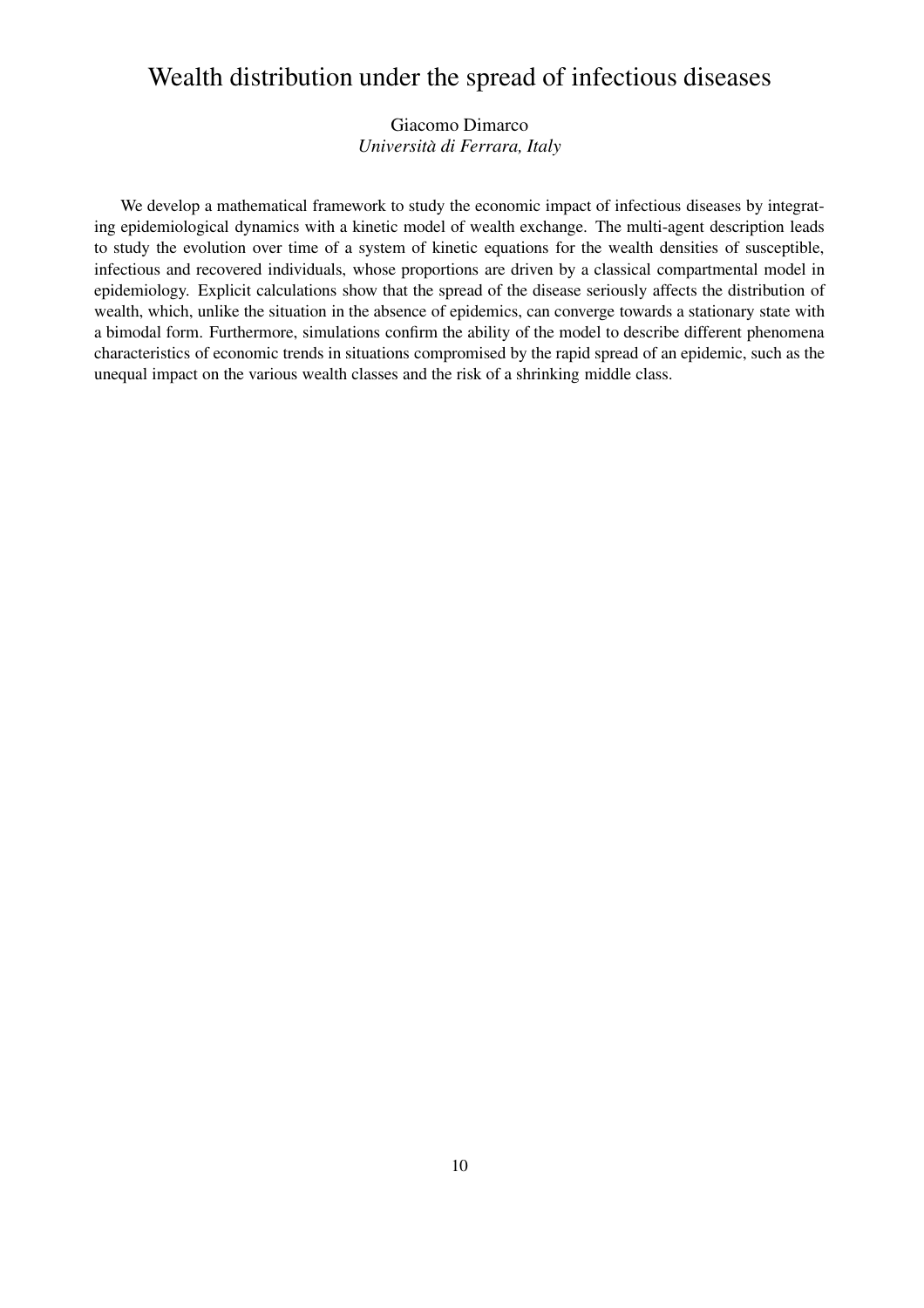# Wealth distribution under the spread of infectious diseases

Giacomo Dimarco
*Università di Ferrara, Italy*

We develop a mathematical framework to study the economic impact of infectious diseases by integrating epidemiological dynamics with a kinetic model of wealth exchange. The multi-agent description leads to study the evolution over time of a system of kinetic equations for the wealth densities of susceptible, infectious and recovered individuals, whose proportions are driven by a classical compartmental model in epidemiology. Explicit calculations show that the spread of the disease seriously affects the distribution of wealth, which, unlike the situation in the absence of epidemics, can converge towards a stationary state with a bimodal form. Furthermore, simulations confirm the ability of the model to describe different phenomena characteristics of economic trends in situations compromised by the rapid spread of an epidemic, such as the unequal impact on the various wealth classes and the risk of a shrinking middle class.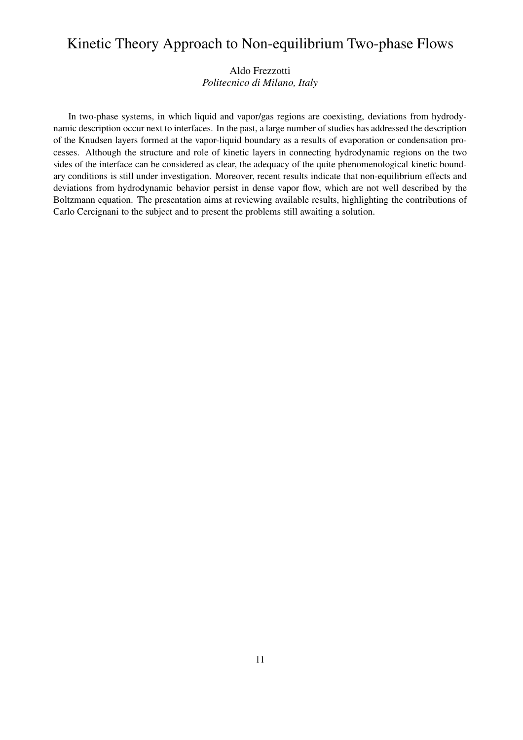# Kinetic Theory Approach to Non-equilibrium Two-phase Flows

Aldo Frezzotti
*Politecnico di Milano, Italy*

In two-phase systems, in which liquid and vapor/gas regions are coexisting, deviations from hydrodynamic description occur next to interfaces. In the past, a large number of studies has addressed the description of the Knudsen layers formed at the vapor-liquid boundary as a results of evaporation or condensation processes. Although the structure and role of kinetic layers in connecting hydrodynamic regions on the two sides of the interface can be considered as clear, the adequacy of the quite phenomenological kinetic boundary conditions is still under investigation. Moreover, recent results indicate that non-equilibrium effects and deviations from hydrodynamic behavior persist in dense vapor flow, which are not well described by the Boltzmann equation. The presentation aims at reviewing available results, highlighting the contributions of Carlo Cercignani to the subject and to present the problems still awaiting a solution.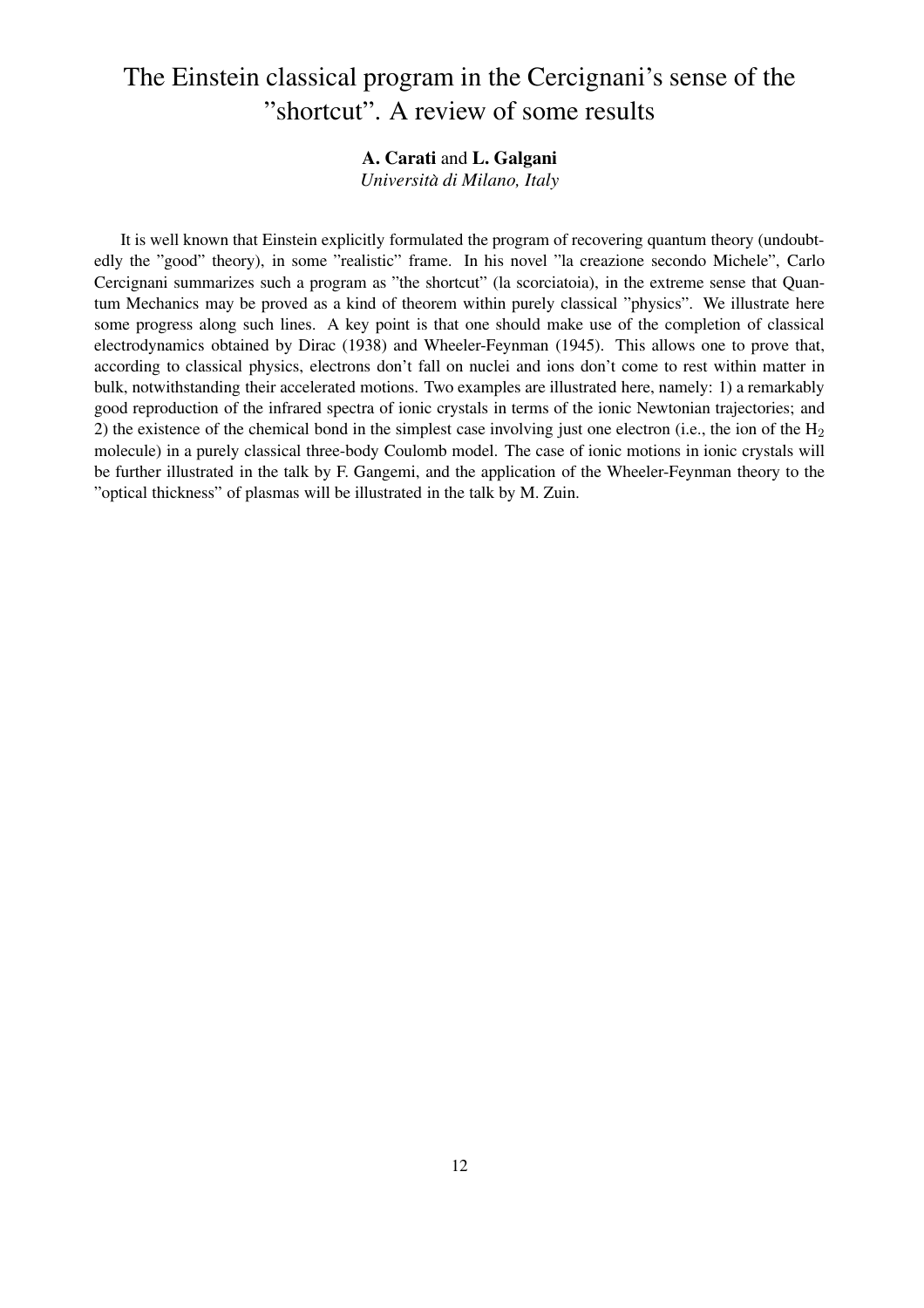# The Einstein classical program in the Cercignani's sense of the "shortcut". A review of some results

**A. Carati** and **L. Galgani**
*Università di Milano, Italy*

It is well known that Einstein explicitly formulated the program of recovering quantum theory (undoubtedly the "good" theory), in some "realistic" frame. In his novel "la creazione secondo Michele", Carlo Cercignani summarizes such a program as "the shortcut" (la scorciatoia), in the extreme sense that Quantum Mechanics may be proved as a kind of theorem within purely classical "physics". We illustrate here some progress along such lines. A key point is that one should make use of the completion of classical electrodynamics obtained by Dirac (1938) and Wheeler-Feynman (1945). This allows one to prove that, according to classical physics, electrons don't fall on nuclei and ions don't come to rest within matter in bulk, notwithstanding their accelerated motions. Two examples are illustrated here, namely: 1) a remarkably good reproduction of the infrared spectra of ionic crystals in terms of the ionic Newtonian trajectories; and 2) the existence of the chemical bond in the simplest case involving just one electron (i.e., the ion of the $H_2$ molecule) in a purely classical three-body Coulomb model. The case of ionic motions in ionic crystals will be further illustrated in the talk by F. Gangemi, and the application of the Wheeler-Feynman theory to the "optical thickness" of plasmas will be illustrated in the talk by M. Zuin.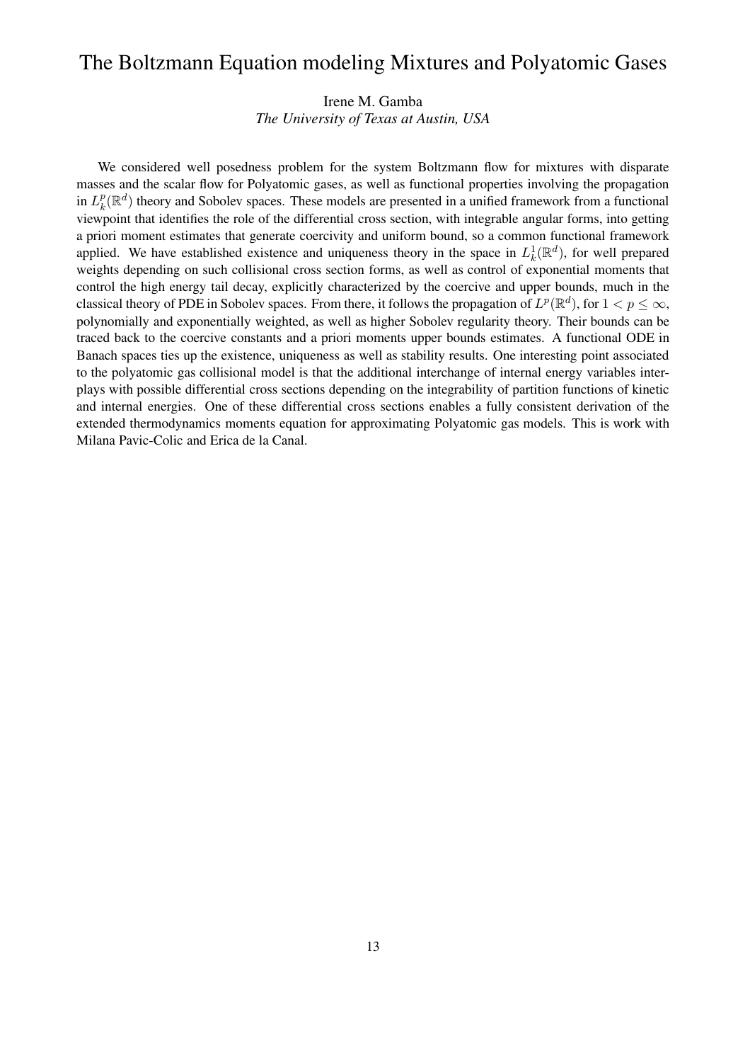# The Boltzmann Equation modeling Mixtures and Polyatomic Gases

Irene M. Gamba  
*The University of Texas at Austin, USA*

We considered well posedness problem for the system Boltzmann flow for mixtures with disparate masses and the scalar flow for Polyatomic gases, as well as functional properties involving the propagation in $L^p_k(\mathbb{R}^d)$ theory and Sobolev spaces. These models are presented in a unified framework from a functional viewpoint that identifies the role of the differential cross section, with integrable angular forms, into getting a priori moment estimates that generate coercivity and uniform bound, so a common functional framework applied. We have established existence and uniqueness theory in the space in $L^1_k(\mathbb{R}^d)$, for well prepared weights depending on such collisional cross section forms, as well as control of exponential moments that control the high energy tail decay, explicitly characterized by the coercive and upper bounds, much in the classical theory of PDE in Sobolev spaces. From there, it follows the propagation of $L^p(\mathbb{R}^d)$, for $1 < p \leq \infty$, polynomially and exponentially weighted, as well as higher Sobolev regularity theory. Their bounds can be traced back to the coercive constants and a priori moments upper bounds estimates. A functional ODE in Banach spaces ties up the existence, uniqueness as well as stability results. One interesting point associated to the polyatomic gas collisional model is that the additional interchange of internal energy variables interplays with possible differential cross sections depending on the integrability of partition functions of kinetic and internal energies. One of these differential cross sections enables a fully consistent derivation of the extended thermodynamics moments equation for approximating Polyatomic gas models. This is work with Milana Pavic-Colic and Erica de la Canal.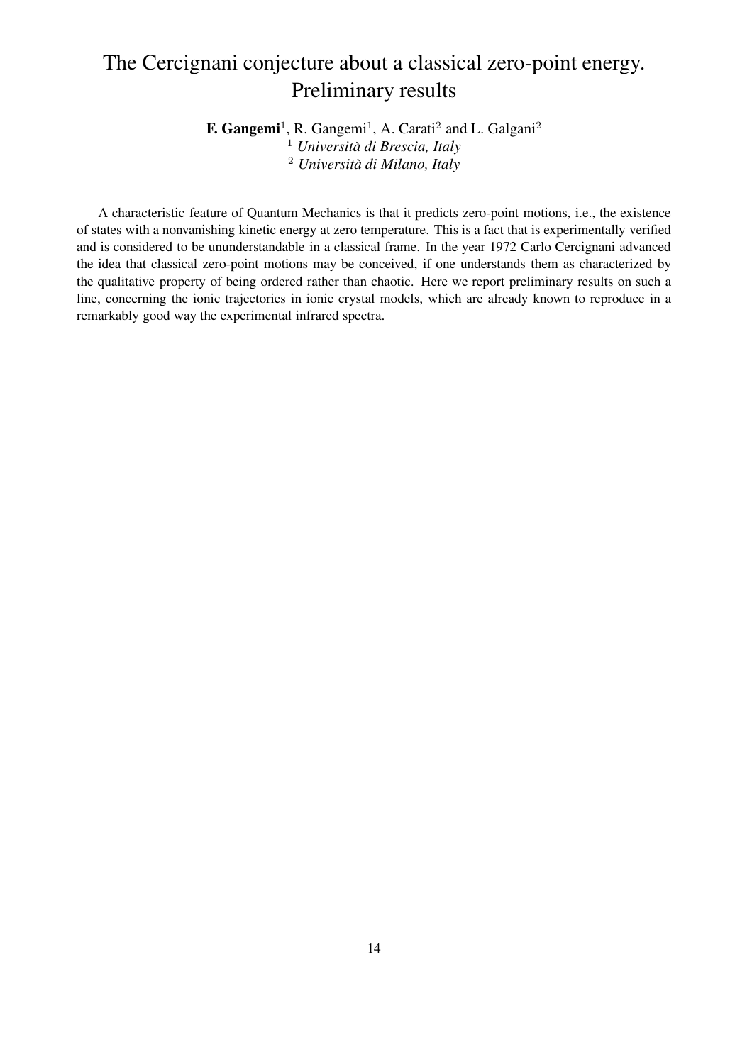# The Cercignani conjecture about a classical zero-point energy. Preliminary results

**F. Gangemi**[1], R. Gangemi[1], A. Carati[2] and L. Galgani[2]

[1] *Università di Brescia, Italy*
[2] *Università di Milano, Italy*

A characteristic feature of Quantum Mechanics is that it predicts zero-point motions, i.e., the existence of states with a nonvanishing kinetic energy at zero temperature. This is a fact that is experimentally verified and is considered to be ununderstandable in a classical frame. In the year 1972 Carlo Cercignani advanced the idea that classical zero-point motions may be conceived, if one understands them as characterized by the qualitative property of being ordered rather than chaotic. Here we report preliminary results on such a line, concerning the ionic trajectories in ionic crystal models, which are already known to reproduce in a remarkably good way the experimental infrared spectra.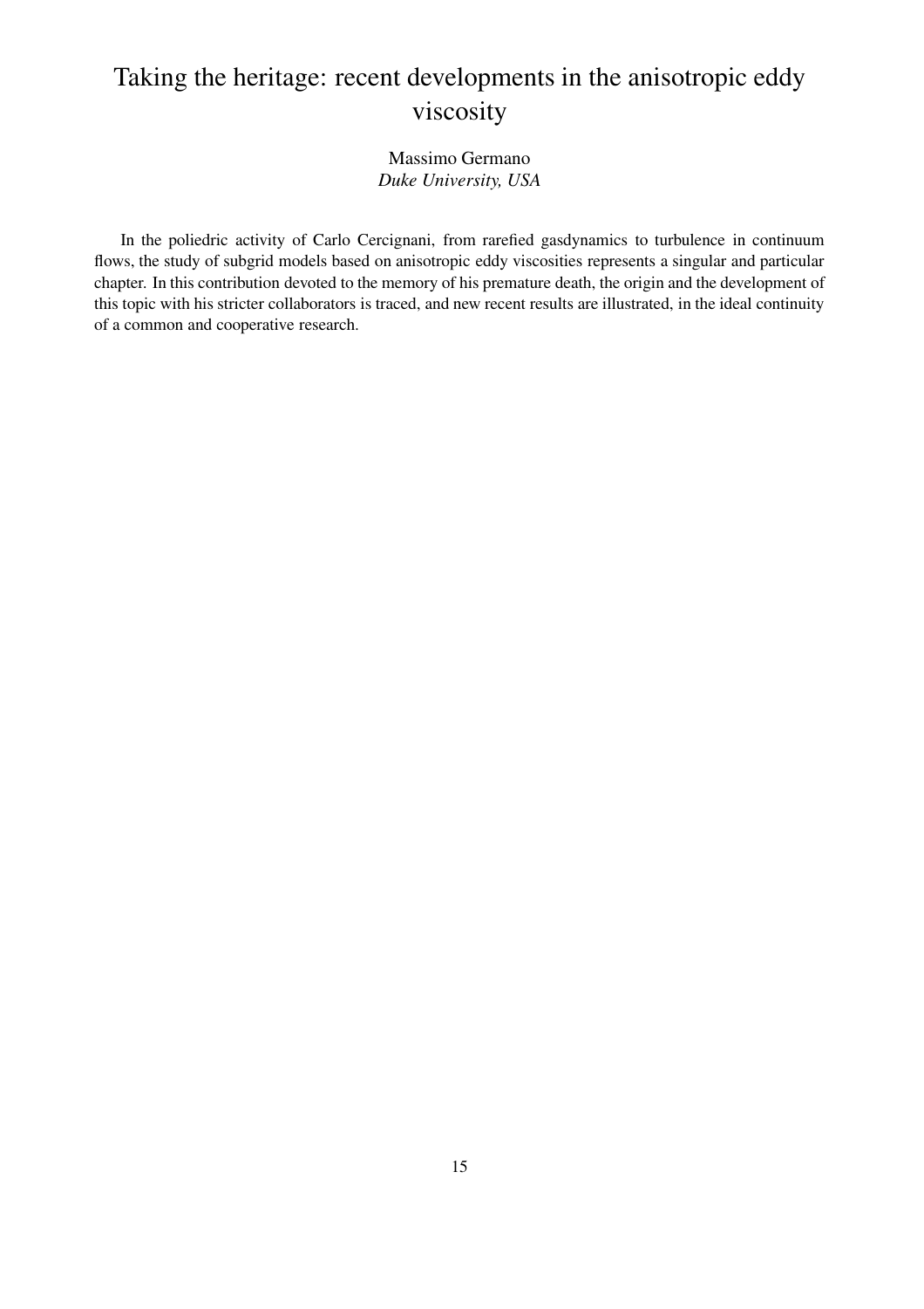# Taking the heritage: recent developments in the anisotropic eddy viscosity

Massimo Germano
*Duke University, USA*

In the poliedric activity of Carlo Cercignani, from rarefied gasdynamics to turbulence in continuum flows, the study of subgrid models based on anisotropic eddy viscosities represents a singular and particular chapter. In this contribution devoted to the memory of his premature death, the origin and the development of this topic with his stricter collaborators is traced, and new recent results are illustrated, in the ideal continuity of a common and cooperative research.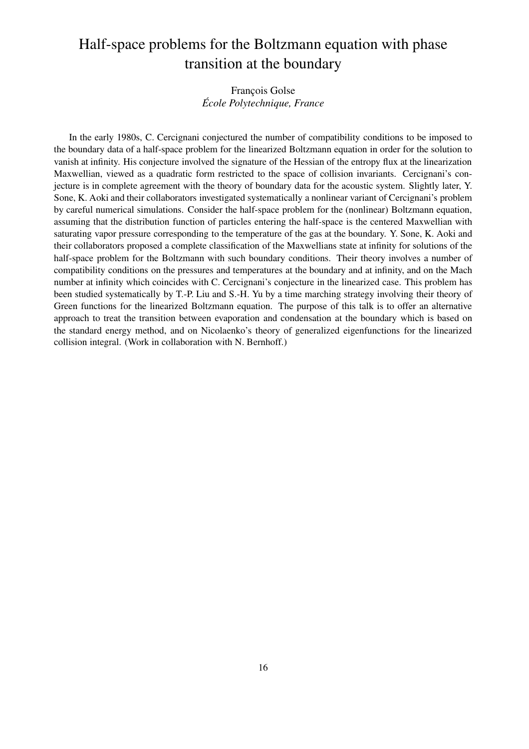# Half-space problems for the Boltzmann equation with phase transition at the boundary

François Golse
*École Polytechnique, France*

In the early 1980s, C. Cercignani conjectured the number of compatibility conditions to be imposed to the boundary data of a half-space problem for the linearized Boltzmann equation in order for the solution to vanish at infinity. His conjecture involved the signature of the Hessian of the entropy flux at the linearization Maxwellian, viewed as a quadratic form restricted to the space of collision invariants. Cercignani's conjecture is in complete agreement with the theory of boundary data for the acoustic system. Slightly later, Y. Sone, K. Aoki and their collaborators investigated systematically a nonlinear variant of Cercignani's problem by careful numerical simulations. Consider the half-space problem for the (nonlinear) Boltzmann equation, assuming that the distribution function of particles entering the half-space is the centered Maxwellian with saturating vapor pressure corresponding to the temperature of the gas at the boundary. Y. Sone, K. Aoki and their collaborators proposed a complete classification of the Maxwellians state at infinity for solutions of the half-space problem for the Boltzmann with such boundary conditions. Their theory involves a number of compatibility conditions on the pressures and temperatures at the boundary and at infinity, and on the Mach number at infinity which coincides with C. Cercignani's conjecture in the linearized case. This problem has been studied systematically by T.-P. Liu and S.-H. Yu by a time marching strategy involving their theory of Green functions for the linearized Boltzmann equation. The purpose of this talk is to offer an alternative approach to treat the transition between evaporation and condensation at the boundary which is based on the standard energy method, and on Nicolaenko's theory of generalized eigenfunctions for the linearized collision integral. (Work in collaboration with N. Bernhoff.)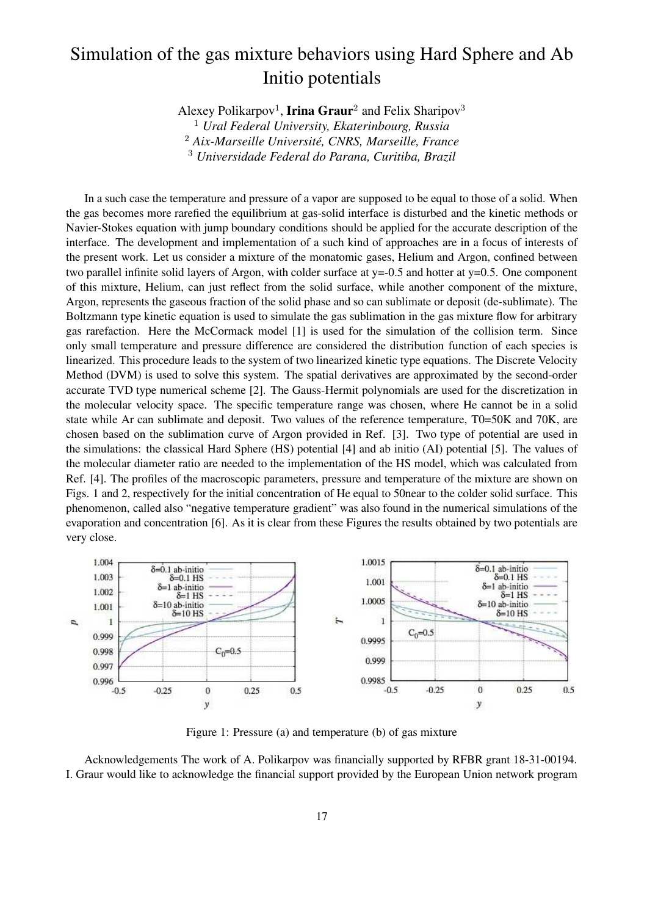# Simulation of the gas mixture behaviors using Hard Sphere and Ab Initio potentials

Alexey Polikarpov[1], **Irina Graur**[2] and Felix Sharipov[3]

[1] *Ural Federal University, Ekaterinbourg, Russia*
[2] *Aix-Marseille Université, CNRS, Marseille, France*
[3] *Universidade Federal do Parana, Curitiba, Brazil*

In a such case the temperature and pressure of a vapor are supposed to be equal to those of a solid. When the gas becomes more rarefied the equilibrium at gas-solid interface is disturbed and the kinetic methods or Navier-Stokes equation with jump boundary conditions should be applied for the accurate description of the interface. The development and implementation of a such kind of approaches are in a focus of interests of the present work. Let us consider a mixture of the monatomic gases, Helium and Argon, confined between two parallel infinite solid layers of Argon, with colder surface at y=-0.5 and hotter at y=0.5. One component of this mixture, Helium, can just reflect from the solid surface, while another component of the mixture, Argon, represents the gaseous fraction of the solid phase and so can sublimate or deposit (de-sublimate). The Boltzmann type kinetic equation is used to simulate the gas sublimation in the gas mixture flow for arbitrary gas rarefaction. Here the McCormack model [1] is used for the simulation of the collision term. Since only small temperature and pressure difference are considered the distribution function of each species is linearized. This procedure leads to the system of two linearized kinetic type equations. The Discrete Velocity Method (DVM) is used to solve this system. The spatial derivatives are approximated by the second-order accurate TVD type numerical scheme [2]. The Gauss-Hermit polynomials are used for the discretization in the molecular velocity space. The specific temperature range was chosen, where He cannot be in a solid state while Ar can sublimate and deposit. Two values of the reference temperature, T0=50K and 70K, are chosen based on the sublimation curve of Argon provided in Ref. [3]. Two type of potential are used in the simulations: the classical Hard Sphere (HS) potential [4] and ab initio (AI) potential [5]. The values of the molecular diameter ratio are needed to the implementation of the HS model, which was calculated from Ref. [4]. The profiles of the macroscopic parameters, pressure and temperature of the mixture are shown on Figs. 1 and 2, respectively for the initial concentration of He equal to 50near to the colder solid surface. This phenomenon, called also "negative temperature gradient" was also found in the numerical simulations of the evaporation and concentration [6]. As it is clear from these Figures the results obtained by two potentials are very close.

Figure 1: Pressure (a) and temperature (b) of gas mixture

Acknowledgements The work of A. Polikarpov was financially supported by RFBR grant 18-31-00194. I. Graur would like to acknowledge the financial support provided by the European Union network program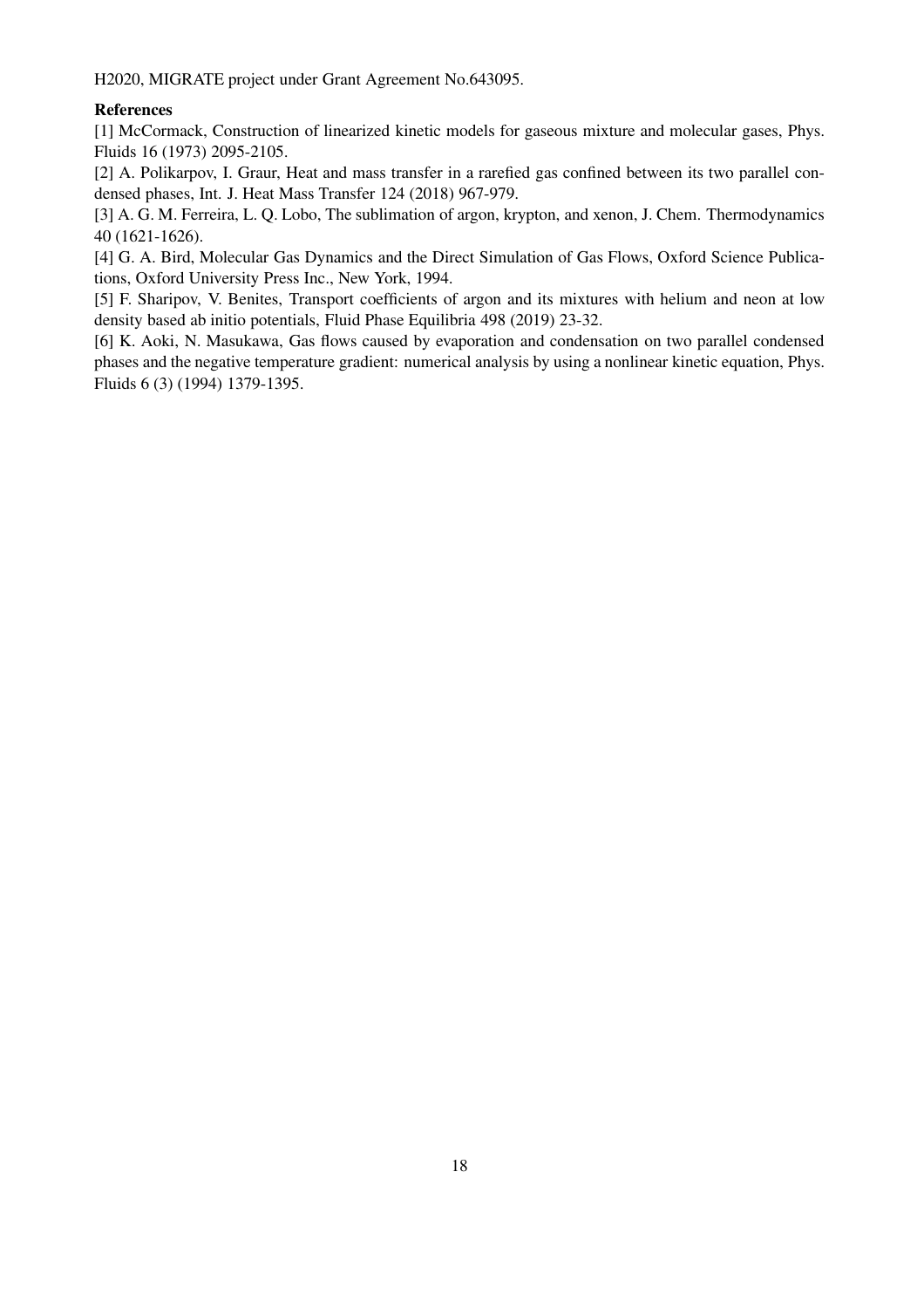H2020, MIGRATE project under Grant Agreement No.643095.

**References**

[1] McCormack, Construction of linearized kinetic models for gaseous mixture and molecular gases, Phys. Fluids 16 (1973) 2095-2105.

[2] A. Polikarpov, I. Graur, Heat and mass transfer in a rarefied gas confined between its two parallel condensed phases, Int. J. Heat Mass Transfer 124 (2018) 967-979.

[3] A. G. M. Ferreira, L. Q. Lobo, The sublimation of argon, krypton, and xenon, J. Chem. Thermodynamics 40 (1621-1626).

[4] G. A. Bird, Molecular Gas Dynamics and the Direct Simulation of Gas Flows, Oxford Science Publications, Oxford University Press Inc., New York, 1994.

[5] F. Sharipov, V. Benites, Transport coefficients of argon and its mixtures with helium and neon at low density based ab initio potentials, Fluid Phase Equilibria 498 (2019) 23-32.

[6] K. Aoki, N. Masukawa, Gas flows caused by evaporation and condensation on two parallel condensed phases and the negative temperature gradient: numerical analysis by using a nonlinear kinetic equation, Phys. Fluids 6 (3) (1994) 1379-1395.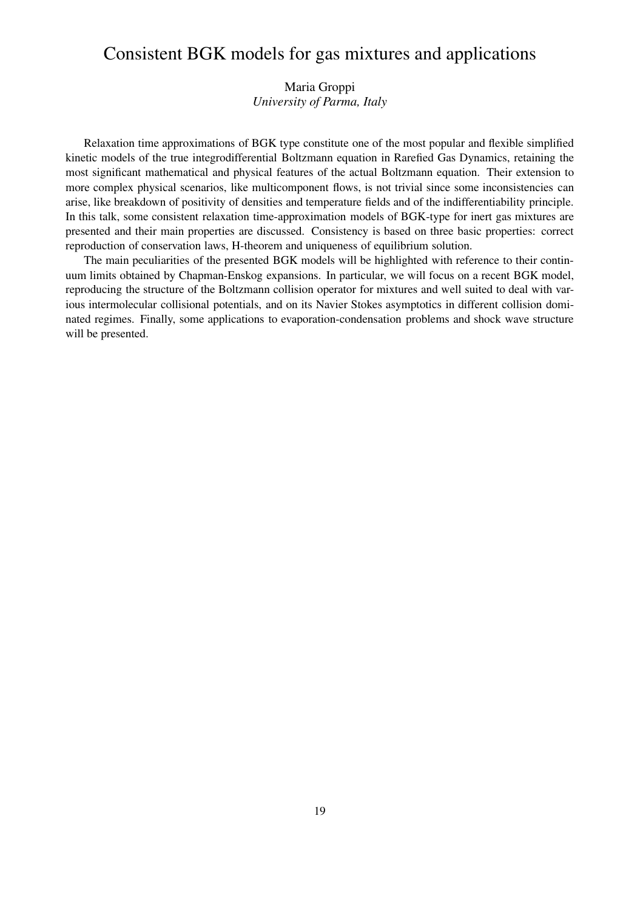# Consistent BGK models for gas mixtures and applications

Maria Groppi
*University of Parma, Italy*

Relaxation time approximations of BGK type constitute one of the most popular and flexible simplified kinetic models of the true integrodifferential Boltzmann equation in Rarefied Gas Dynamics, retaining the most significant mathematical and physical features of the actual Boltzmann equation. Their extension to more complex physical scenarios, like multicomponent flows, is not trivial since some inconsistencies can arise, like breakdown of positivity of densities and temperature fields and of the indifferentiability principle. In this talk, some consistent relaxation time-approximation models of BGK-type for inert gas mixtures are presented and their main properties are discussed. Consistency is based on three basic properties: correct reproduction of conservation laws, H-theorem and uniqueness of equilibrium solution.

The main peculiarities of the presented BGK models will be highlighted with reference to their continuum limits obtained by Chapman-Enskog expansions. In particular, we will focus on a recent BGK model, reproducing the structure of the Boltzmann collision operator for mixtures and well suited to deal with various intermolecular collisional potentials, and on its Navier Stokes asymptotics in different collision dominated regimes. Finally, some applications to evaporation-condensation problems and shock wave structure will be presented.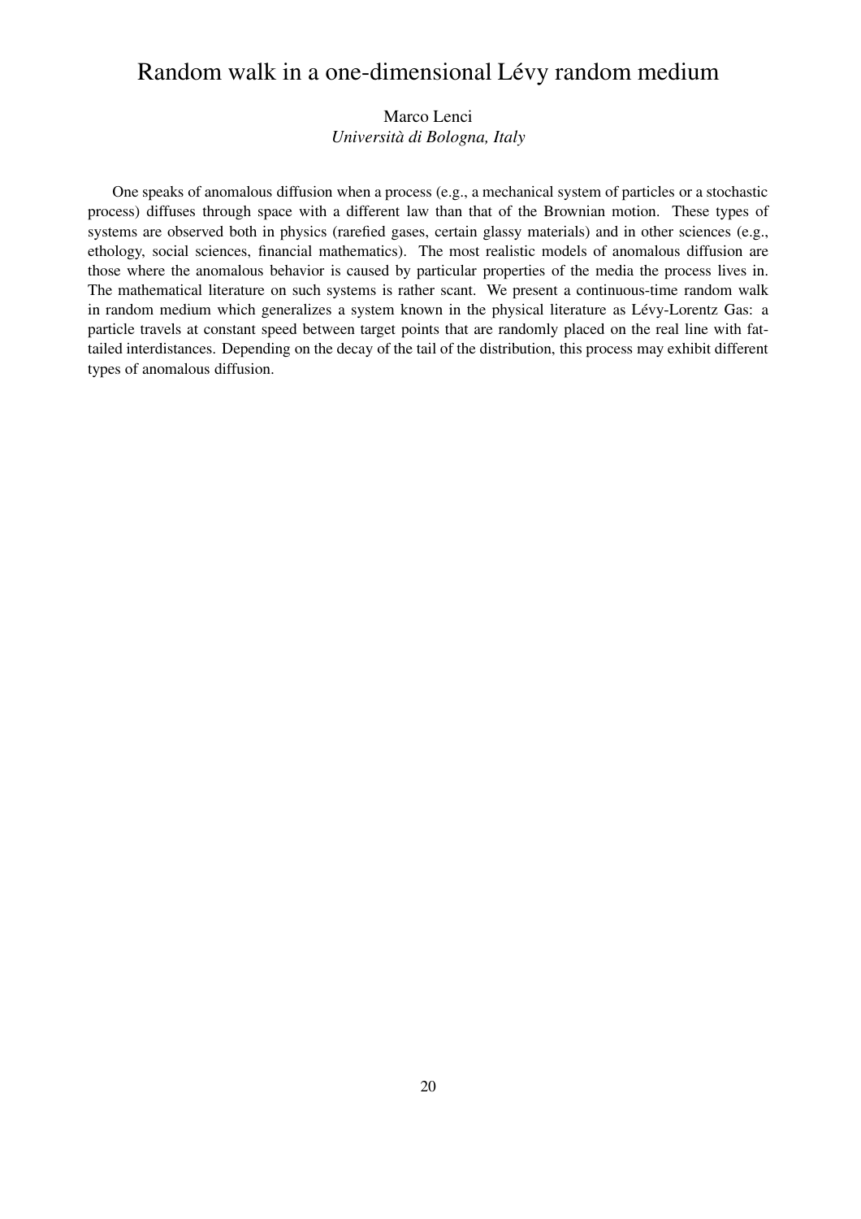# Random walk in a one-dimensional Lévy random medium

Marco Lenci
*Università di Bologna, Italy*

One speaks of anomalous diffusion when a process (e.g., a mechanical system of particles or a stochastic process) diffuses through space with a different law than that of the Brownian motion. These types of systems are observed both in physics (rarefied gases, certain glassy materials) and in other sciences (e.g., ethology, social sciences, financial mathematics). The most realistic models of anomalous diffusion are those where the anomalous behavior is caused by particular properties of the media the process lives in. The mathematical literature on such systems is rather scant. We present a continuous-time random walk in random medium which generalizes a system known in the physical literature as Lévy-Lorentz Gas: a particle travels at constant speed between target points that are randomly placed on the real line with fat-tailed interdistances. Depending on the decay of the tail of the distribution, this process may exhibit different types of anomalous diffusion.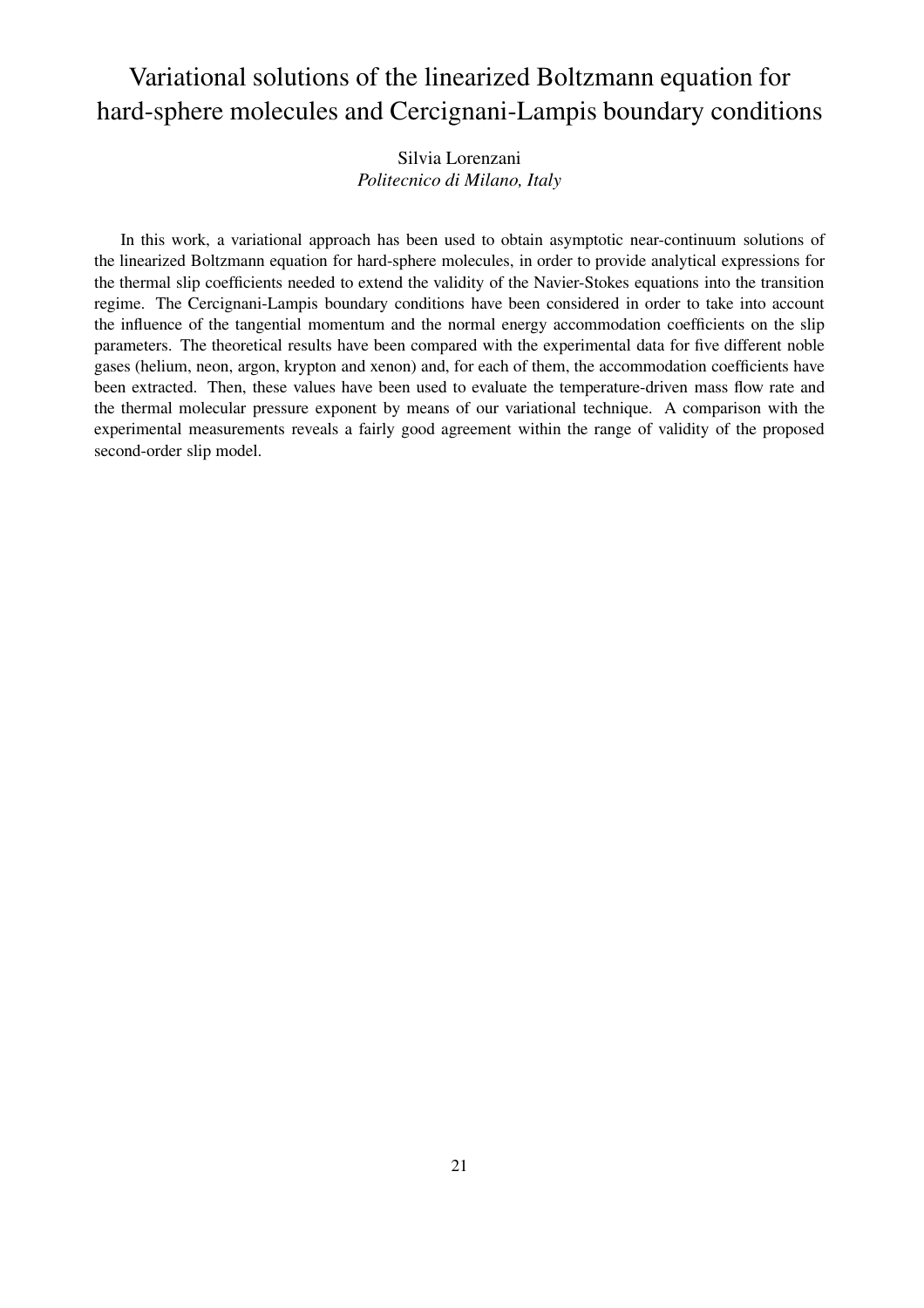# Variational solutions of the linearized Boltzmann equation for hard-sphere molecules and Cercignani-Lampis boundary conditions

Silvia Lorenzani
*Politecnico di Milano, Italy*

In this work, a variational approach has been used to obtain asymptotic near-continuum solutions of the linearized Boltzmann equation for hard-sphere molecules, in order to provide analytical expressions for the thermal slip coefficients needed to extend the validity of the Navier-Stokes equations into the transition regime. The Cercignani-Lampis boundary conditions have been considered in order to take into account the influence of the tangential momentum and the normal energy accommodation coefficients on the slip parameters. The theoretical results have been compared with the experimental data for five different noble gases (helium, neon, argon, krypton and xenon) and, for each of them, the accommodation coefficients have been extracted. Then, these values have been used to evaluate the temperature-driven mass flow rate and the thermal molecular pressure exponent by means of our variational technique. A comparison with the experimental measurements reveals a fairly good agreement within the range of validity of the proposed second-order slip model.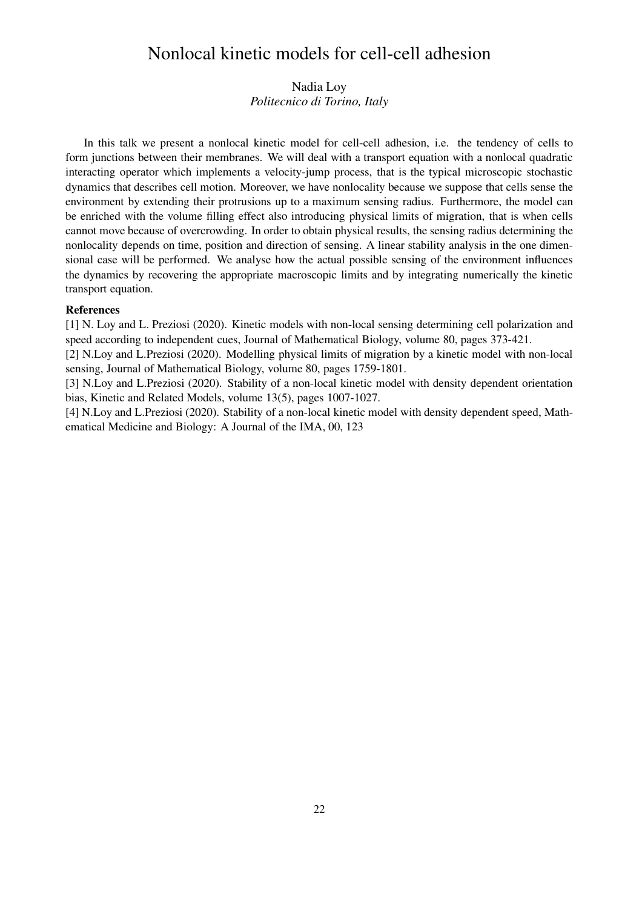# Nonlocal kinetic models for cell-cell adhesion

Nadia Loy
*Politecnico di Torino, Italy*

In this talk we present a nonlocal kinetic model for cell-cell adhesion, i.e. the tendency of cells to form junctions between their membranes. We will deal with a transport equation with a nonlocal quadratic interacting operator which implements a velocity-jump process, that is the typical microscopic stochastic dynamics that describes cell motion. Moreover, we have nonlocality because we suppose that cells sense the environment by extending their protrusions up to a maximum sensing radius. Furthermore, the model can be enriched with the volume filling effect also introducing physical limits of migration, that is when cells cannot move because of overcrowding. In order to obtain physical results, the sensing radius determining the nonlocality depends on time, position and direction of sensing. A linear stability analysis in the one dimensional case will be performed. We analyse how the actual possible sensing of the environment influences the dynamics by recovering the appropriate macroscopic limits and by integrating numerically the kinetic transport equation.

**References**

[1] N. Loy and L. Preziosi (2020). Kinetic models with non-local sensing determining cell polarization and speed according to independent cues, Journal of Mathematical Biology, volume 80, pages 373-421.

[2] N.Loy and L.Preziosi (2020). Modelling physical limits of migration by a kinetic model with non-local sensing, Journal of Mathematical Biology, volume 80, pages 1759-1801.

[3] N.Loy and L.Preziosi (2020). Stability of a non-local kinetic model with density dependent orientation bias, Kinetic and Related Models, volume 13(5), pages 1007-1027.

[4] N.Loy and L.Preziosi (2020). Stability of a non-local kinetic model with density dependent speed, Mathematical Medicine and Biology: A Journal of the IMA, 00, 123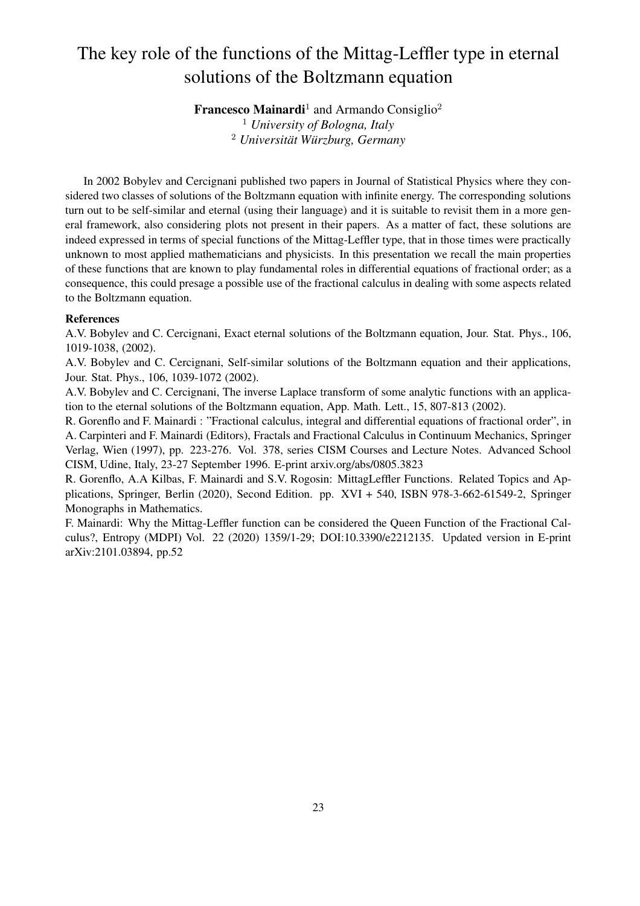# The key role of the functions of the Mittag-Leffler type in eternal solutions of the Boltzmann equation

**Francesco Mainardi**[1] and Armando Consiglio[2]

[1] *University of Bologna, Italy*
[2] *Universität Würzburg, Germany*

In 2002 Bobylev and Cercignani published two papers in Journal of Statistical Physics where they considered two classes of solutions of the Boltzmann equation with infinite energy. The corresponding solutions turn out to be self-similar and eternal (using their language) and it is suitable to revisit them in a more general framework, also considering plots not present in their papers. As a matter of fact, these solutions are indeed expressed in terms of special functions of the Mittag-Leffler type, that in those times were practically unknown to most applied mathematicians and physicists. In this presentation we recall the main properties of these functions that are known to play fundamental roles in differential equations of fractional order; as a consequence, this could presage a possible use of the fractional calculus in dealing with some aspects related to the Boltzmann equation.

**References**

A.V. Bobylev and C. Cercignani, Exact eternal solutions of the Boltzmann equation, Jour. Stat. Phys., 106, 1019-1038, (2002).

A.V. Bobylev and C. Cercignani, Self-similar solutions of the Boltzmann equation and their applications, Jour. Stat. Phys., 106, 1039-1072 (2002).

A.V. Bobylev and C. Cercignani, The inverse Laplace transform of some analytic functions with an application to the eternal solutions of the Boltzmann equation, App. Math. Lett., 15, 807-813 (2002).

R. Gorenflo and F. Mainardi : "Fractional calculus, integral and differential equations of fractional order", in A. Carpinteri and F. Mainardi (Editors), Fractals and Fractional Calculus in Continuum Mechanics, Springer Verlag, Wien (1997), pp. 223-276. Vol. 378, series CISM Courses and Lecture Notes. Advanced School CISM, Udine, Italy, 23-27 September 1996. E-print arxiv.org/abs/0805.3823

R. Gorenflo, A.A Kilbas, F. Mainardi and S.V. Rogosin: MittagLeffler Functions. Related Topics and Applications, Springer, Berlin (2020), Second Edition. pp. XVI + 540, ISBN 978-3-662-61549-2, Springer Monographs in Mathematics.

F. Mainardi: Why the Mittag-Leffler function can be considered the Queen Function of the Fractional Calculus?, Entropy (MDPI) Vol. 22 (2020) 1359/1-29; DOI:10.3390/e2212135. Updated version in E-print arXiv:2101.03894, pp.52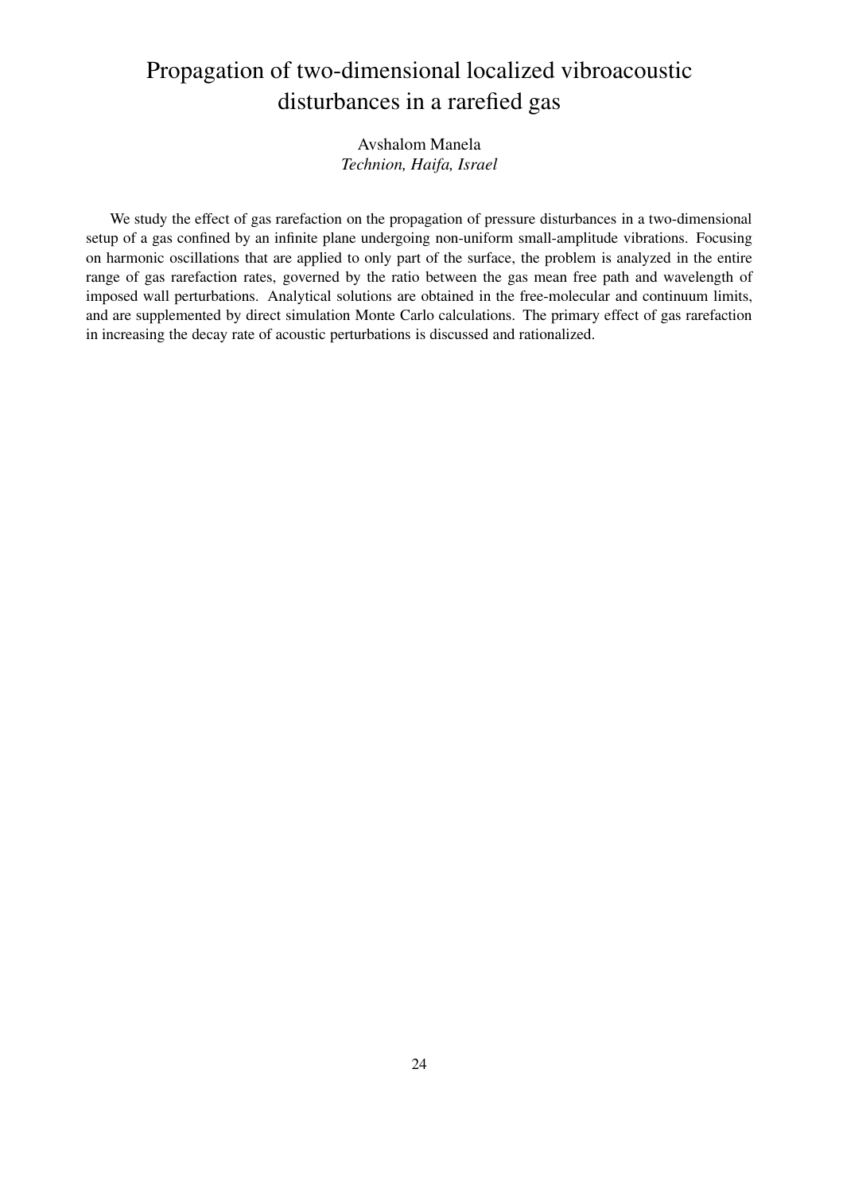# Propagation of two-dimensional localized vibroacoustic disturbances in a rarefied gas

Avshalom Manela  
*Technion, Haifa, Israel*

We study the effect of gas rarefaction on the propagation of pressure disturbances in a two-dimensional setup of a gas confined by an infinite plane undergoing non-uniform small-amplitude vibrations. Focusing on harmonic oscillations that are applied to only part of the surface, the problem is analyzed in the entire range of gas rarefaction rates, governed by the ratio between the gas mean free path and wavelength of imposed wall perturbations. Analytical solutions are obtained in the free-molecular and continuum limits, and are supplemented by direct simulation Monte Carlo calculations. The primary effect of gas rarefaction in increasing the decay rate of acoustic perturbations is discussed and rationalized.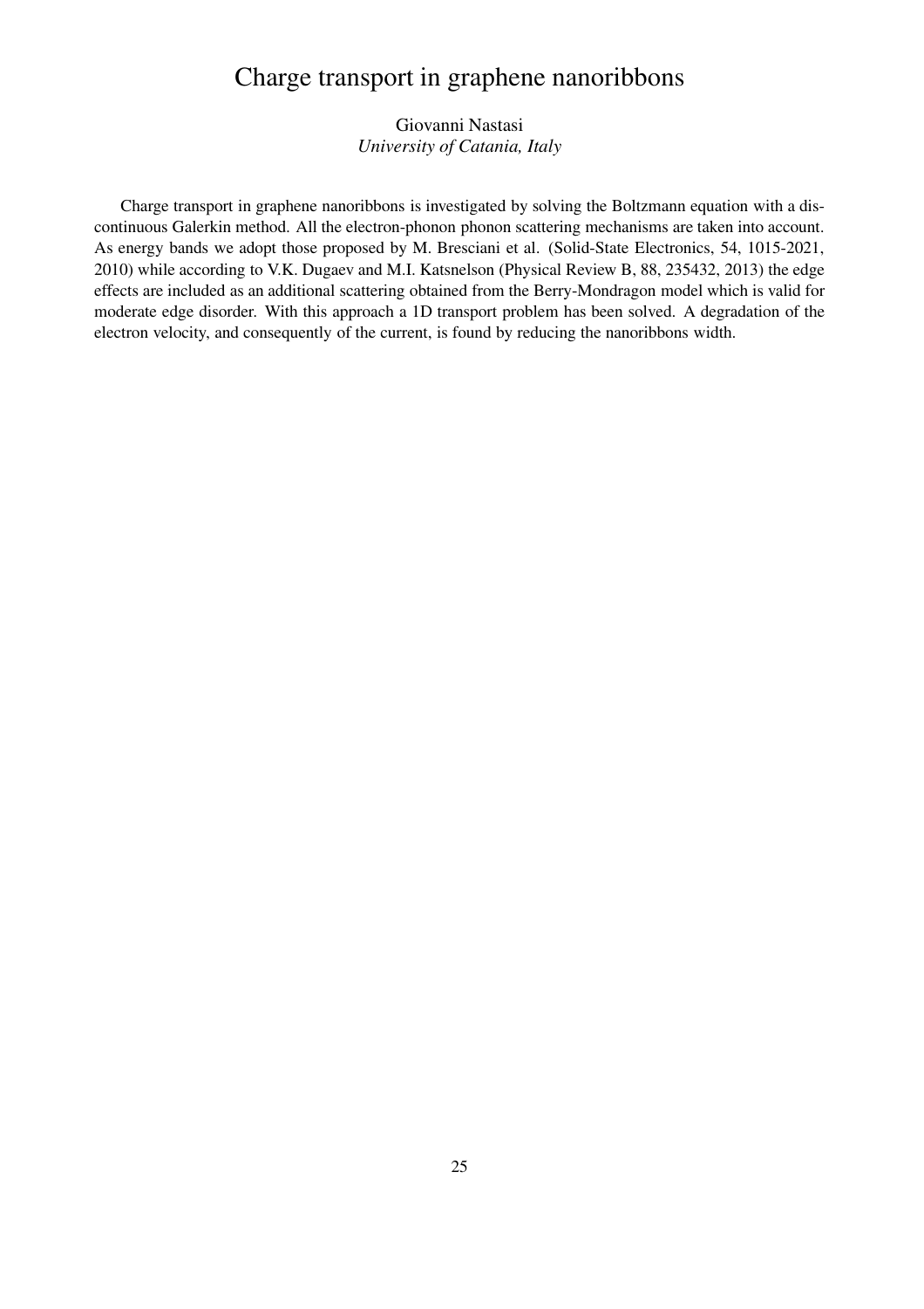# Charge transport in graphene nanoribbons

Giovanni Nastasi
*University of Catania, Italy*

Charge transport in graphene nanoribbons is investigated by solving the Boltzmann equation with a discontinuous Galerkin method. All the electron-phonon phonon scattering mechanisms are taken into account. As energy bands we adopt those proposed by M. Bresciani et al. (Solid-State Electronics, 54, 1015-2021, 2010) while according to V.K. Dugaev and M.I. Katsnelson (Physical Review B, 88, 235432, 2013) the edge effects are included as an additional scattering obtained from the Berry-Mondragon model which is valid for moderate edge disorder. With this approach a 1D transport problem has been solved. A degradation of the electron velocity, and consequently of the current, is found by reducing the nanoribbons width.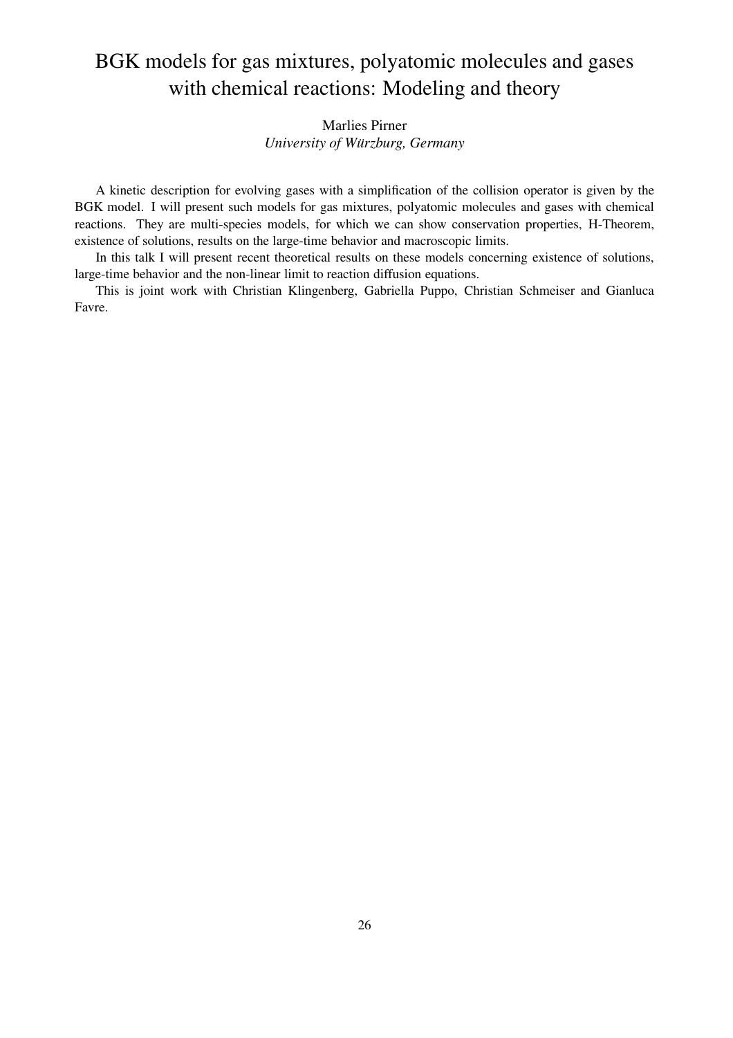# BGK models for gas mixtures, polyatomic molecules and gases with chemical reactions: Modeling and theory

Marlies Pirner

*University of Würzburg, Germany*

A kinetic description for evolving gases with a simplification of the collision operator is given by the BGK model. I will present such models for gas mixtures, polyatomic molecules and gases with chemical reactions. They are multi-species models, for which we can show conservation properties, H-Theorem, existence of solutions, results on the large-time behavior and macroscopic limits.

In this talk I will present recent theoretical results on these models concerning existence of solutions, large-time behavior and the non-linear limit to reaction diffusion equations.

This is joint work with Christian Klingenberg, Gabriella Puppo, Christian Schmeiser and Gianluca Favre.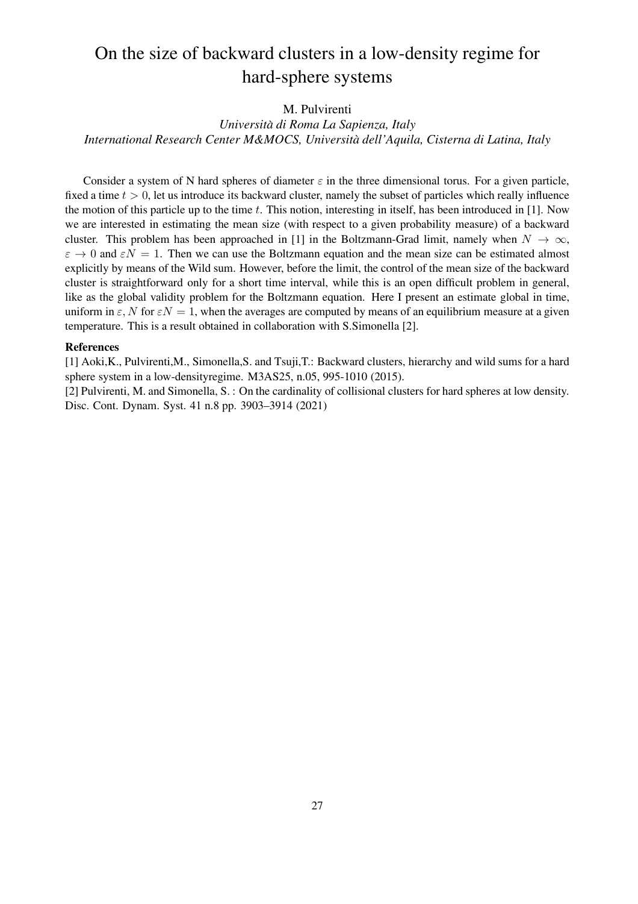# On the size of backward clusters in a low-density regime for hard-sphere systems

M. Pulvirenti

*Università di Roma La Sapienza, Italy*

*International Research Center M&MOCS, Università dell'Aquila, Cisterna di Latina, Italy*

Consider a system of N hard spheres of diameter $\varepsilon$ in the three dimensional torus. For a given particle, fixed a time $t > 0$, let us introduce its backward cluster, namely the subset of particles which really influence the motion of this particle up to the time $t$. This notion, interesting in itself, has been introduced in [1]. Now we are interested in estimating the mean size (with respect to a given probability measure) of a backward cluster. This problem has been approached in [1] in the Boltzmann-Grad limit, namely when $N \to \infty$, $\varepsilon \to 0$ and $\varepsilon N = 1$. Then we can use the Boltzmann equation and the mean size can be estimated almost explicitly by means of the Wild sum. However, before the limit, the control of the mean size of the backward cluster is straightforward only for a short time interval, while this is an open difficult problem in general, like as the global validity problem for the Boltzmann equation. Here I present an estimate global in time, uniform in $\varepsilon, N$ for $\varepsilon N = 1$, when the averages are computed by means of an equilibrium measure at a given temperature. This is a result obtained in collaboration with S.Simonella [2].

**References**

[1] Aoki,K., Pulvirenti,M., Simonella,S. and Tsuji,T.: Backward clusters, hierarchy and wild sums for a hard sphere system in a low-densityregime. M3AS25, n.05, 995-1010 (2015).

[2] Pulvirenti, M. and Simonella, S. : On the cardinality of collisional clusters for hard spheres at low density. Disc. Cont. Dynam. Syst. 41 n.8 pp. 3903–3914 (2021)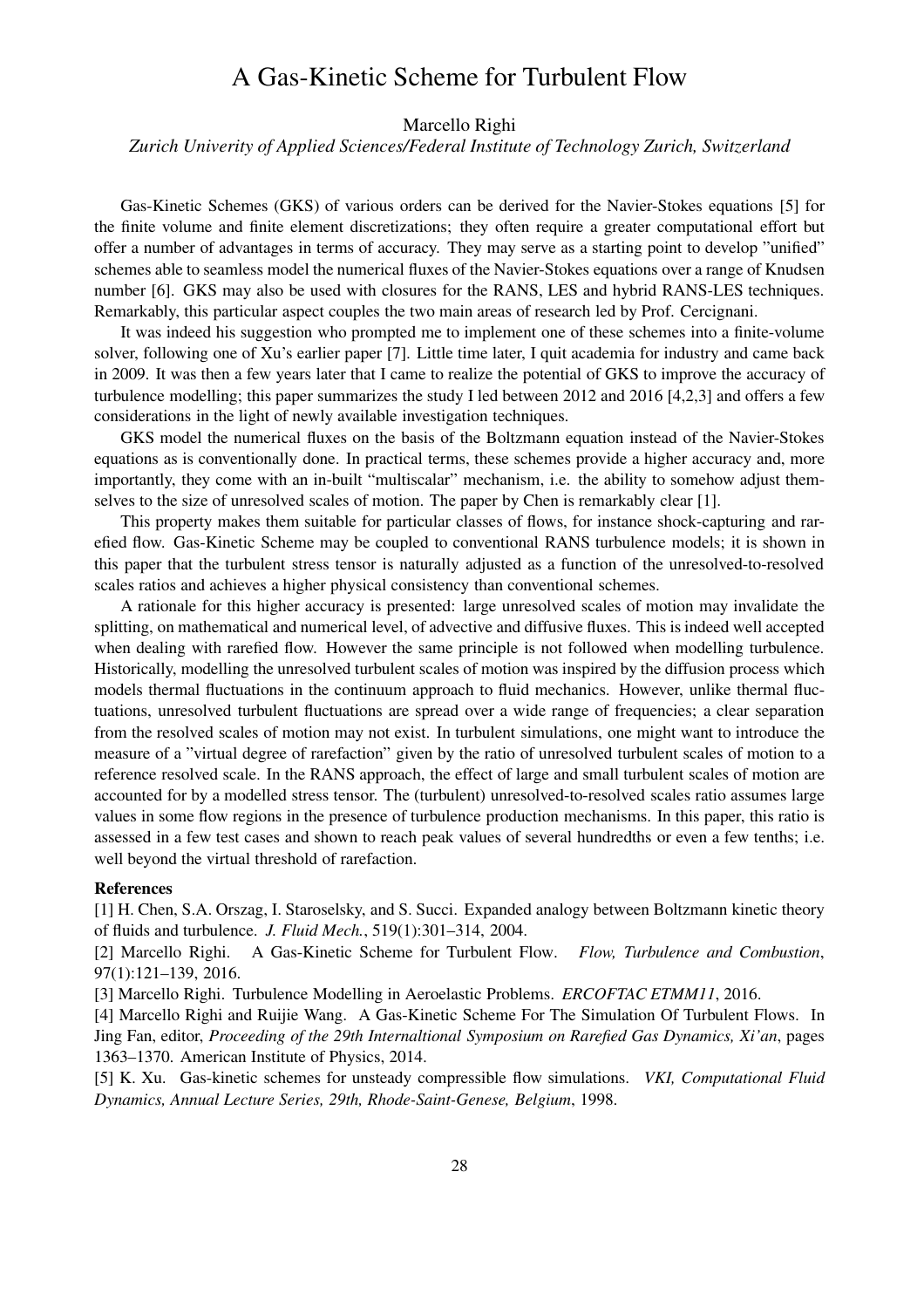# A Gas-Kinetic Scheme for Turbulent Flow

Marcello Righi

*Zurich Univerity of Applied Sciences/Federal Institute of Technology Zurich, Switzerland*

Gas-Kinetic Schemes (GKS) of various orders can be derived for the Navier-Stokes equations [5] for the finite volume and finite element discretizations; they often require a greater computational effort but offer a number of advantages in terms of accuracy. They may serve as a starting point to develop "unified" schemes able to seamless model the numerical fluxes of the Navier-Stokes equations over a range of Knudsen number [6]. GKS may also be used with closures for the RANS, LES and hybrid RANS-LES techniques. Remarkably, this particular aspect couples the two main areas of research led by Prof. Cercignani.

It was indeed his suggestion who prompted me to implement one of these schemes into a finite-volume solver, following one of Xu's earlier paper [7]. Little time later, I quit academia for industry and came back in 2009. It was then a few years later that I came to realize the potential of GKS to improve the accuracy of turbulence modelling; this paper summarizes the study I led between 2012 and 2016 [4,2,3] and offers a few considerations in the light of newly available investigation techniques.

GKS model the numerical fluxes on the basis of the Boltzmann equation instead of the Navier-Stokes equations as is conventionally done. In practical terms, these schemes provide a higher accuracy and, more importantly, they come with an in-built "multiscalar" mechanism, i.e. the ability to somehow adjust themselves to the size of unresolved scales of motion. The paper by Chen is remarkably clear [1].

This property makes them suitable for particular classes of flows, for instance shock-capturing and rarefied flow. Gas-Kinetic Scheme may be coupled to conventional RANS turbulence models; it is shown in this paper that the turbulent stress tensor is naturally adjusted as a function of the unresolved-to-resolved scales ratios and achieves a higher physical consistency than conventional schemes.

A rationale for this higher accuracy is presented: large unresolved scales of motion may invalidate the splitting, on mathematical and numerical level, of advective and diffusive fluxes. This is indeed well accepted when dealing with rarefied flow. However the same principle is not followed when modelling turbulence. Historically, modelling the unresolved turbulent scales of motion was inspired by the diffusion process which models thermal fluctuations in the continuum approach to fluid mechanics. However, unlike thermal fluctuations, unresolved turbulent fluctuations are spread over a wide range of frequencies; a clear separation from the resolved scales of motion may not exist. In turbulent simulations, one might want to introduce the measure of a "virtual degree of rarefaction" given by the ratio of unresolved turbulent scales of motion to a reference resolved scale. In the RANS approach, the effect of large and small turbulent scales of motion are accounted for by a modelled stress tensor. The (turbulent) unresolved-to-resolved scales ratio assumes large values in some flow regions in the presence of turbulence production mechanisms. In this paper, this ratio is assessed in a few test cases and shown to reach peak values of several hundredths or even a few tenths; i.e. well beyond the virtual threshold of rarefaction.

**References**

[1] H. Chen, S.A. Orszag, I. Staroselsky, and S. Succi. Expanded analogy between Boltzmann kinetic theory of fluids and turbulence. *J. Fluid Mech.*, 519(1):301–314, 2004.

[2] Marcello Righi. A Gas-Kinetic Scheme for Turbulent Flow. *Flow, Turbulence and Combustion*, 97(1):121–139, 2016.

[3] Marcello Righi. Turbulence Modelling in Aeroelastic Problems. *ERCOFTAC ETMM11*, 2016.

[4] Marcello Righi and Ruijie Wang. A Gas-Kinetic Scheme For The Simulation Of Turbulent Flows. In Jing Fan, editor, *Proceeding of the 29th Internaltional Symposium on Rarefied Gas Dynamics, Xi'an*, pages 1363–1370. American Institute of Physics, 2014.

[5] K. Xu. Gas-kinetic schemes for unsteady compressible flow simulations. *VKI, Computational Fluid Dynamics, Annual Lecture Series, 29th, Rhode-Saint-Genese, Belgium*, 1998.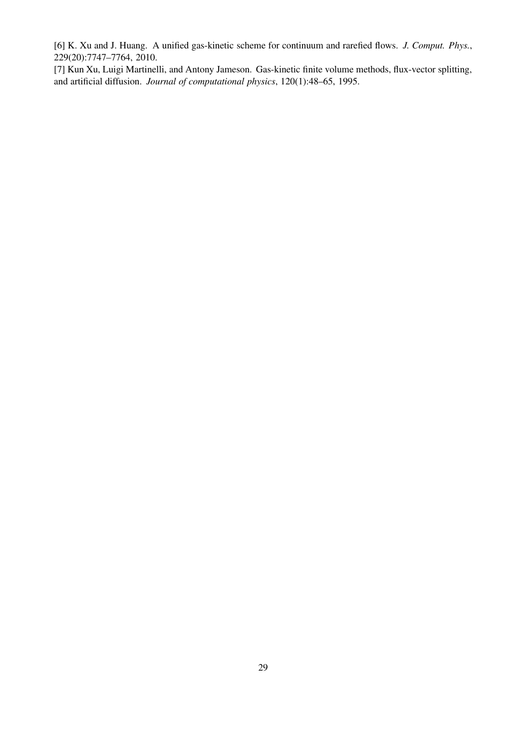[6] K. Xu and J. Huang. A unified gas-kinetic scheme for continuum and rarefied flows. *J. Comput. Phys.*, 229(20):7747–7764, 2010.

[7] Kun Xu, Luigi Martinelli, and Antony Jameson. Gas-kinetic finite volume methods, flux-vector splitting, and artificial diffusion. *Journal of computational physics*, 120(1):48–65, 1995.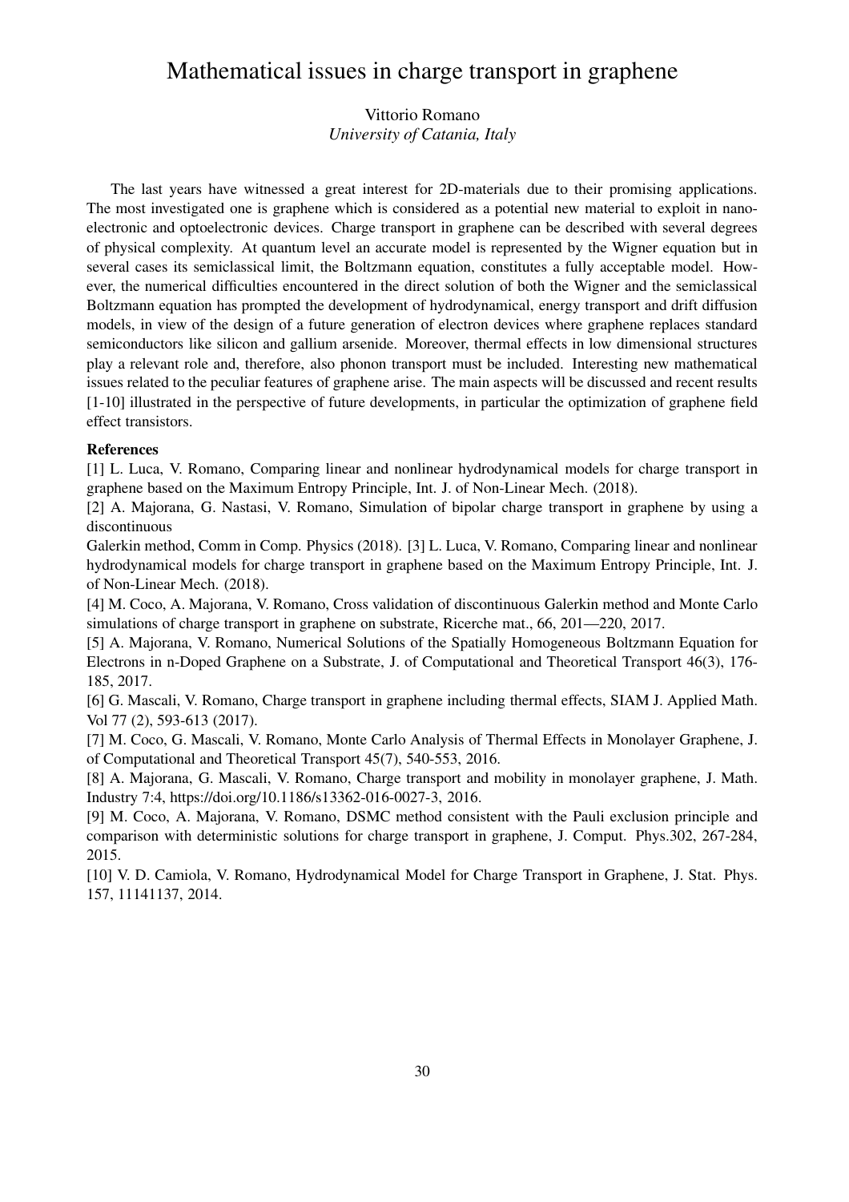# Mathematical issues in charge transport in graphene

Vittorio Romano
*University of Catania, Italy*

The last years have witnessed a great interest for 2D-materials due to their promising applications. The most investigated one is graphene which is considered as a potential new material to exploit in nano-electronic and optoelectronic devices. Charge transport in graphene can be described with several degrees of physical complexity. At quantum level an accurate model is represented by the Wigner equation but in several cases its semiclassical limit, the Boltzmann equation, constitutes a fully acceptable model. However, the numerical difficulties encountered in the direct solution of both the Wigner and the semiclassical Boltzmann equation has prompted the development of hydrodynamical, energy transport and drift diffusion models, in view of the design of a future generation of electron devices where graphene replaces standard semiconductors like silicon and gallium arsenide. Moreover, thermal effects in low dimensional structures play a relevant role and, therefore, also phonon transport must be included. Interesting new mathematical issues related to the peculiar features of graphene arise. The main aspects will be discussed and recent results [1-10] illustrated in the perspective of future developments, in particular the optimization of graphene field effect transistors.

**References**

[1] L. Luca, V. Romano, Comparing linear and nonlinear hydrodynamical models for charge transport in graphene based on the Maximum Entropy Principle, Int. J. of Non-Linear Mech. (2018).

[2] A. Majorana, G. Nastasi, V. Romano, Simulation of bipolar charge transport in graphene by using a discontinuous

Galerkin method, Comm in Comp. Physics (2018). [3] L. Luca, V. Romano, Comparing linear and nonlinear hydrodynamical models for charge transport in graphene based on the Maximum Entropy Principle, Int. J. of Non-Linear Mech. (2018).

[4] M. Coco, A. Majorana, V. Romano, Cross validation of discontinuous Galerkin method and Monte Carlo simulations of charge transport in graphene on substrate, Ricerche mat., 66, 201—220, 2017.

[5] A. Majorana, V. Romano, Numerical Solutions of the Spatially Homogeneous Boltzmann Equation for Electrons in n-Doped Graphene on a Substrate, J. of Computational and Theoretical Transport 46(3), 176-185, 2017.

[6] G. Mascali, V. Romano, Charge transport in graphene including thermal effects, SIAM J. Applied Math. Vol 77 (2), 593-613 (2017).

[7] M. Coco, G. Mascali, V. Romano, Monte Carlo Analysis of Thermal Effects in Monolayer Graphene, J. of Computational and Theoretical Transport 45(7), 540-553, 2016.

[8] A. Majorana, G. Mascali, V. Romano, Charge transport and mobility in monolayer graphene, J. Math. Industry 7:4, https://doi.org/10.1186/s13362-016-0027-3, 2016.

[9] M. Coco, A. Majorana, V. Romano, DSMC method consistent with the Pauli exclusion principle and comparison with deterministic solutions for charge transport in graphene, J. Comput. Phys.302, 267-284, 2015.

[10] V. D. Camiola, V. Romano, Hydrodynamical Model for Charge Transport in Graphene, J. Stat. Phys. 157, 11141137, 2014.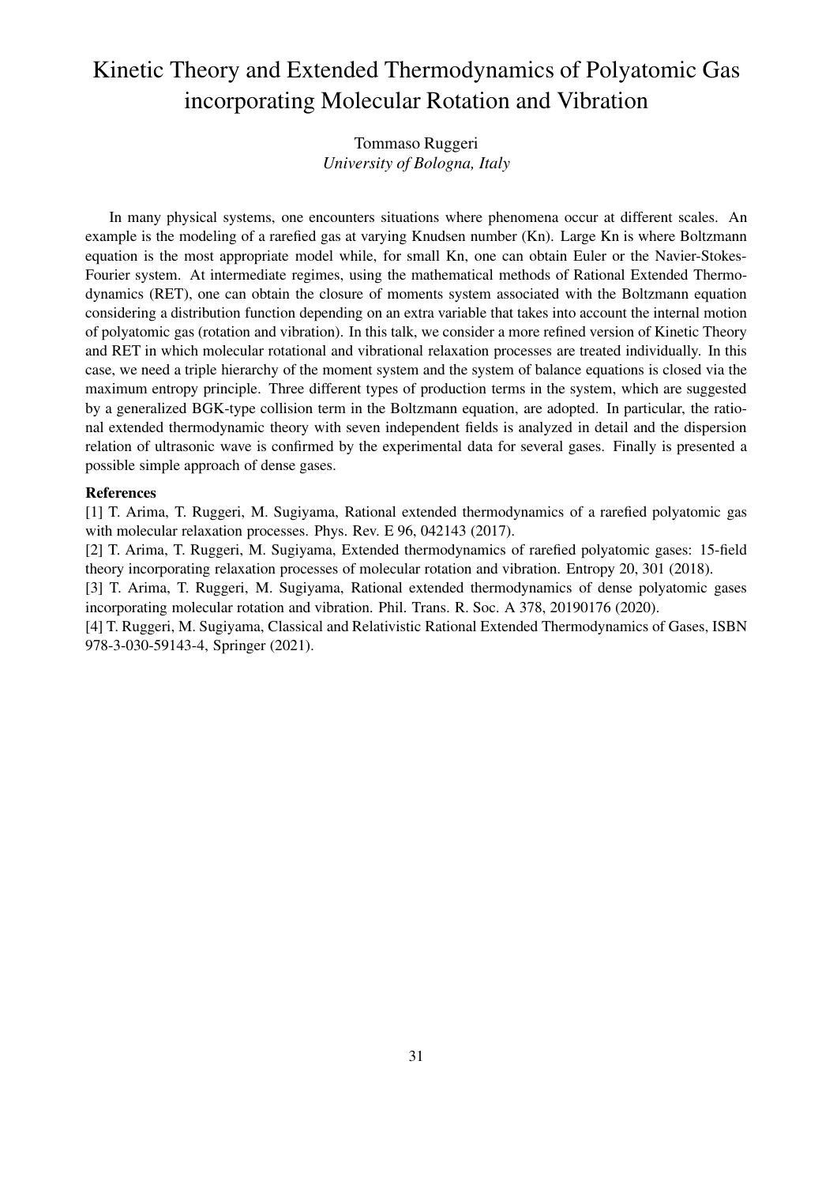# Kinetic Theory and Extended Thermodynamics of Polyatomic Gas incorporating Molecular Rotation and Vibration

Tommaso Ruggeri
*University of Bologna, Italy*

In many physical systems, one encounters situations where phenomena occur at different scales. An example is the modeling of a rarefied gas at varying Knudsen number (Kn). Large Kn is where Boltzmann equation is the most appropriate model while, for small Kn, one can obtain Euler or the Navier-Stokes-Fourier system. At intermediate regimes, using the mathematical methods of Rational Extended Thermodynamics (RET), one can obtain the closure of moments system associated with the Boltzmann equation considering a distribution function depending on an extra variable that takes into account the internal motion of polyatomic gas (rotation and vibration). In this talk, we consider a more refined version of Kinetic Theory and RET in which molecular rotational and vibrational relaxation processes are treated individually. In this case, we need a triple hierarchy of the moment system and the system of balance equations is closed via the maximum entropy principle. Three different types of production terms in the system, which are suggested by a generalized BGK-type collision term in the Boltzmann equation, are adopted. In particular, the rational extended thermodynamic theory with seven independent fields is analyzed in detail and the dispersion relation of ultrasonic wave is confirmed by the experimental data for several gases. Finally is presented a possible simple approach of dense gases.

**References**

[1] T. Arima, T. Ruggeri, M. Sugiyama, Rational extended thermodynamics of a rarefied polyatomic gas with molecular relaxation processes. Phys. Rev. E 96, 042143 (2017).

[2] T. Arima, T. Ruggeri, M. Sugiyama, Extended thermodynamics of rarefied polyatomic gases: 15-field theory incorporating relaxation processes of molecular rotation and vibration. Entropy 20, 301 (2018).

[3] T. Arima, T. Ruggeri, M. Sugiyama, Rational extended thermodynamics of dense polyatomic gases incorporating molecular rotation and vibration. Phil. Trans. R. Soc. A 378, 20190176 (2020).

[4] T. Ruggeri, M. Sugiyama, Classical and Relativistic Rational Extended Thermodynamics of Gases, ISBN 978-3-030-59143-4, Springer (2021).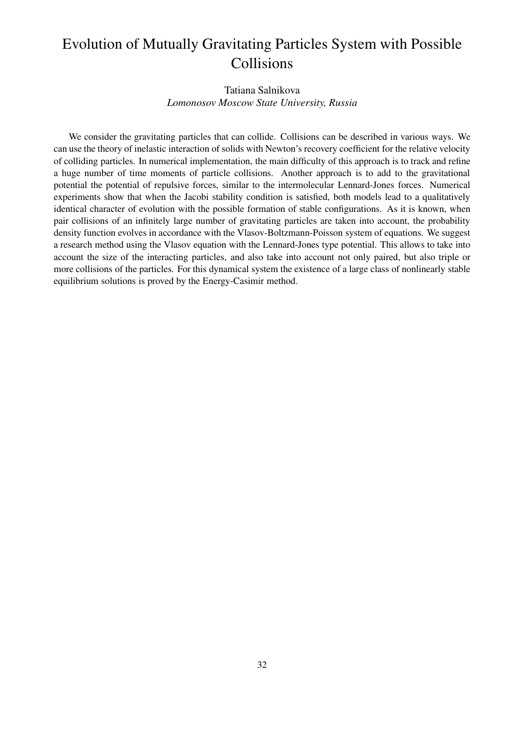# Evolution of Mutually Gravitating Particles System with Possible Collisions

Tatiana Salnikova
*Lomonosov Moscow State University, Russia*

We consider the gravitating particles that can collide. Collisions can be described in various ways. We can use the theory of inelastic interaction of solids with Newton's recovery coefficient for the relative velocity of colliding particles. In numerical implementation, the main difficulty of this approach is to track and refine a huge number of time moments of particle collisions. Another approach is to add to the gravitational potential the potential of repulsive forces, similar to the intermolecular Lennard-Jones forces. Numerical experiments show that when the Jacobi stability condition is satisfied, both models lead to a qualitatively identical character of evolution with the possible formation of stable configurations. As it is known, when pair collisions of an infinitely large number of gravitating particles are taken into account, the probability density function evolves in accordance with the Vlasov-Boltzmann-Poisson system of equations. We suggest a research method using the Vlasov equation with the Lennard-Jones type potential. This allows to take into account the size of the interacting particles, and also take into account not only paired, but also triple or more collisions of the particles. For this dynamical system the existence of a large class of nonlinearly stable equilibrium solutions is proved by the Energy-Casimir method.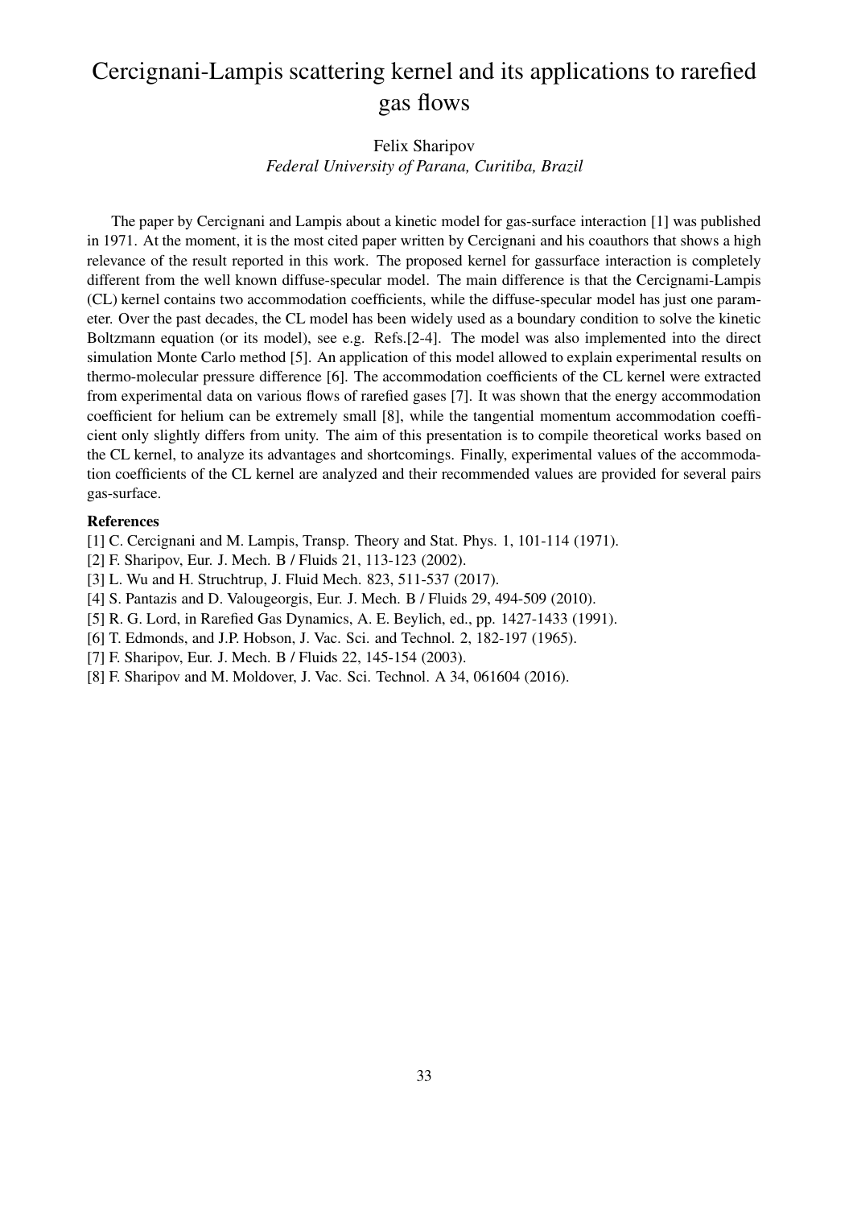# Cercignani-Lampis scattering kernel and its applications to rarefied gas flows

Felix Sharipov

*Federal University of Parana, Curitiba, Brazil*

The paper by Cercignani and Lampis about a kinetic model for gas-surface interaction [1] was published in 1971. At the moment, it is the most cited paper written by Cercignani and his coauthors that shows a high relevance of the result reported in this work. The proposed kernel for gassurface interaction is completely different from the well known diffuse-specular model. The main difference is that the Cercignami-Lampis (CL) kernel contains two accommodation coefficients, while the diffuse-specular model has just one parameter. Over the past decades, the CL model has been widely used as a boundary condition to solve the kinetic Boltzmann equation (or its model), see e.g. Refs.[2-4]. The model was also implemented into the direct simulation Monte Carlo method [5]. An application of this model allowed to explain experimental results on thermo-molecular pressure difference [6]. The accommodation coefficients of the CL kernel were extracted from experimental data on various flows of rarefied gases [7]. It was shown that the energy accommodation coefficient for helium can be extremely small [8], while the tangential momentum accommodation coefficient only slightly differs from unity. The aim of this presentation is to compile theoretical works based on the CL kernel, to analyze its advantages and shortcomings. Finally, experimental values of the accommodation coefficients of the CL kernel are analyzed and their recommended values are provided for several pairs gas-surface.

**References**

[1] C. Cercignani and M. Lampis, Transp. Theory and Stat. Phys. 1, 101-114 (1971).
[2] F. Sharipov, Eur. J. Mech. B / Fluids 21, 113-123 (2002).
[3] L. Wu and H. Struchtrup, J. Fluid Mech. 823, 511-537 (2017).
[4] S. Pantazis and D. Valougeorgis, Eur. J. Mech. B / Fluids 29, 494-509 (2010).
[5] R. G. Lord, in Rarefied Gas Dynamics, A. E. Beylich, ed., pp. 1427-1433 (1991).
[6] T. Edmonds, and J.P. Hobson, J. Vac. Sci. and Technol. 2, 182-197 (1965).
[7] F. Sharipov, Eur. J. Mech. B / Fluids 22, 145-154 (2003).
[8] F. Sharipov and M. Moldover, J. Vac. Sci. Technol. A 34, 061604 (2016).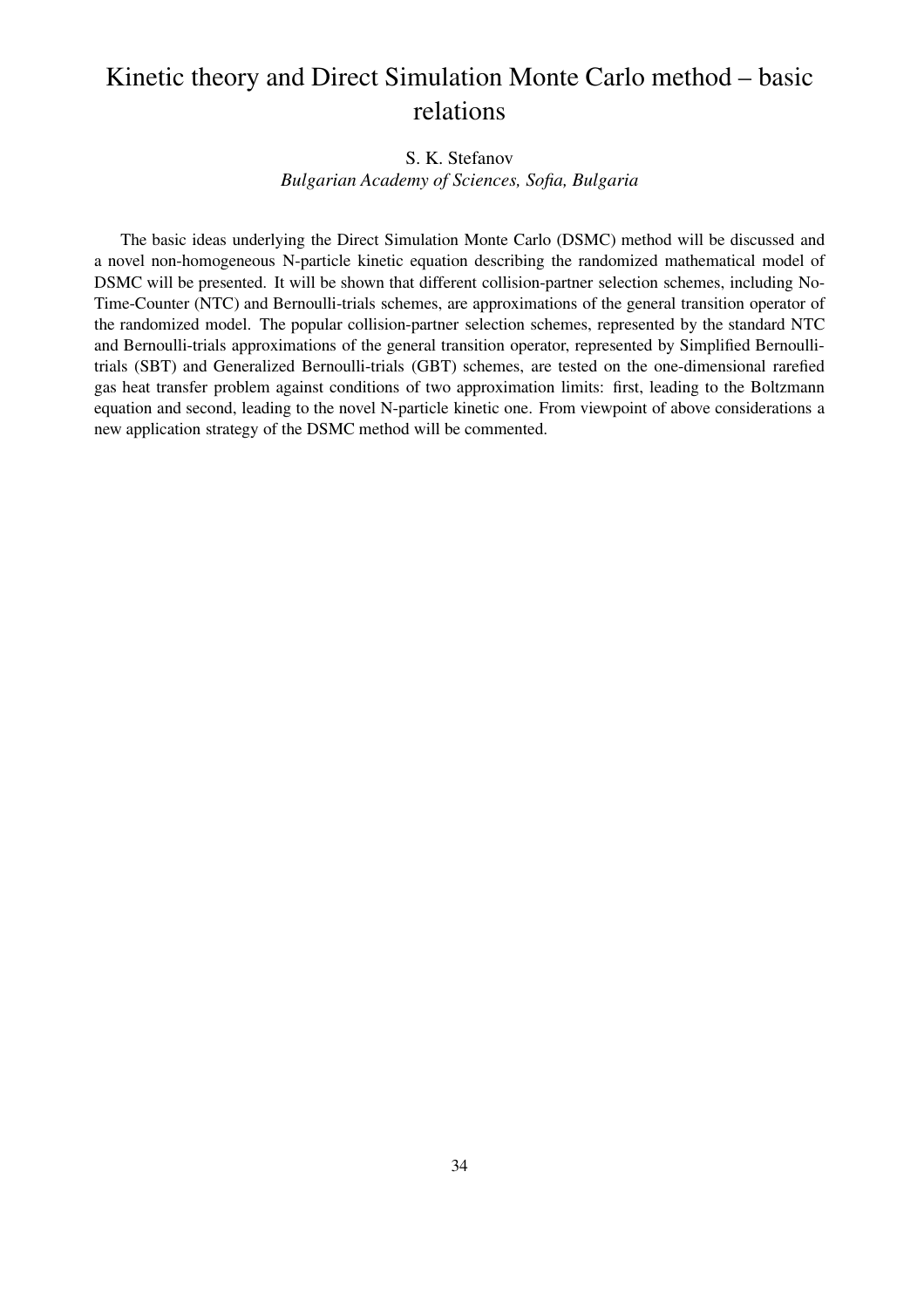# Kinetic theory and Direct Simulation Monte Carlo method – basic relations

S. K. Stefanov

*Bulgarian Academy of Sciences, Sofia, Bulgaria*

The basic ideas underlying the Direct Simulation Monte Carlo (DSMC) method will be discussed and a novel non-homogeneous N-particle kinetic equation describing the randomized mathematical model of DSMC will be presented. It will be shown that different collision-partner selection schemes, including No-Time-Counter (NTC) and Bernoulli-trials schemes, are approximations of the general transition operator of the randomized model. The popular collision-partner selection schemes, represented by the standard NTC and Bernoulli-trials approximations of the general transition operator, represented by Simplified Bernoulli-trials (SBT) and Generalized Bernoulli-trials (GBT) schemes, are tested on the one-dimensional rarefied gas heat transfer problem against conditions of two approximation limits: first, leading to the Boltzmann equation and second, leading to the novel N-particle kinetic one. From viewpoint of above considerations a new application strategy of the DSMC method will be commented.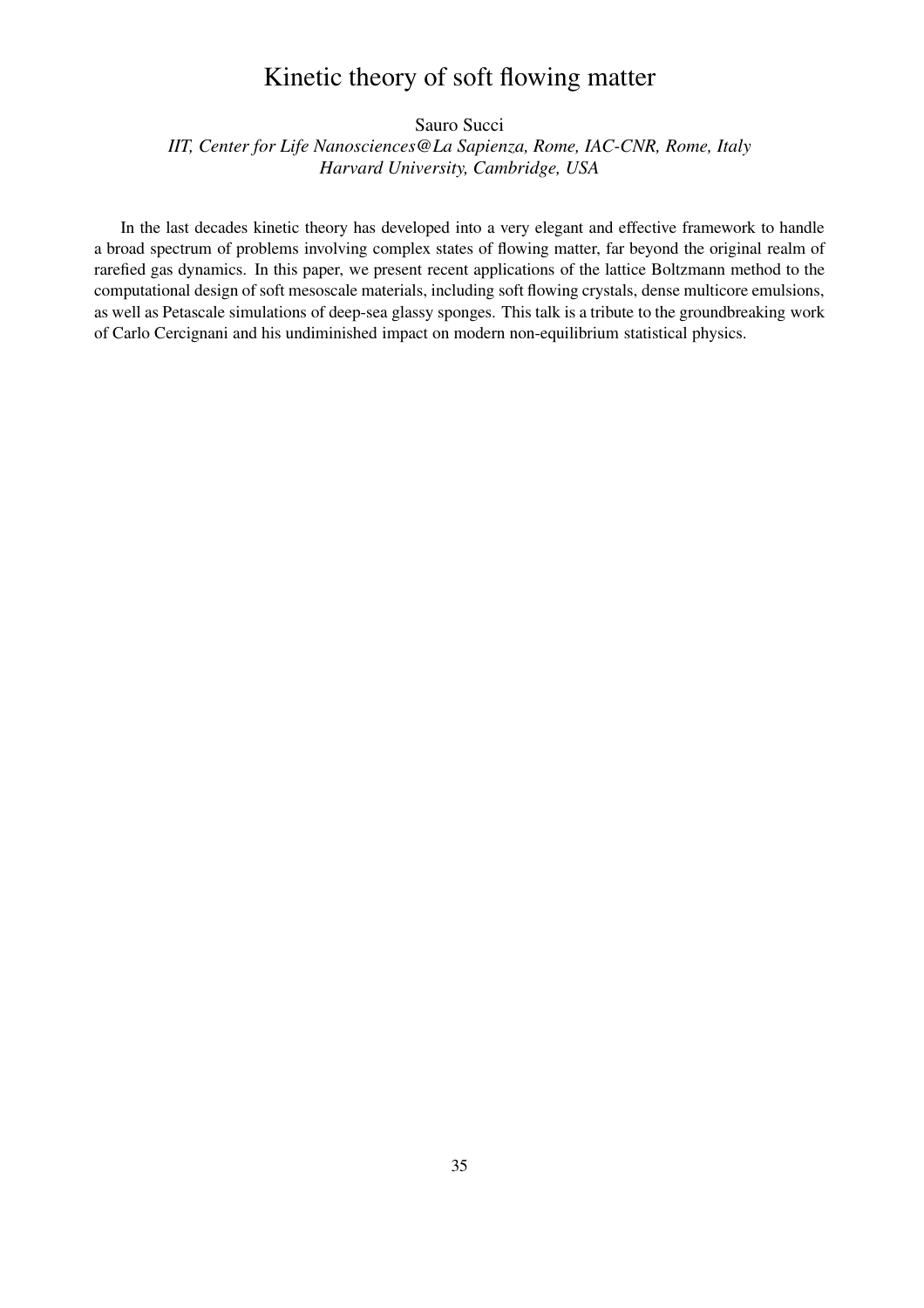# Kinetic theory of soft flowing matter

Sauro Succi

*IIT, Center for Life Nanosciences@La Sapienza, Rome, IAC-CNR, Rome, Italy*
*Harvard University, Cambridge, USA*

In the last decades kinetic theory has developed into a very elegant and effective framework to handle a broad spectrum of problems involving complex states of flowing matter, far beyond the original realm of rarefied gas dynamics. In this paper, we present recent applications of the lattice Boltzmann method to the computational design of soft mesoscale materials, including soft flowing crystals, dense multicore emulsions, as well as Petascale simulations of deep-sea glassy sponges. This talk is a tribute to the groundbreaking work of Carlo Cercignani and his undiminished impact on modern non-equilibrium statistical physics.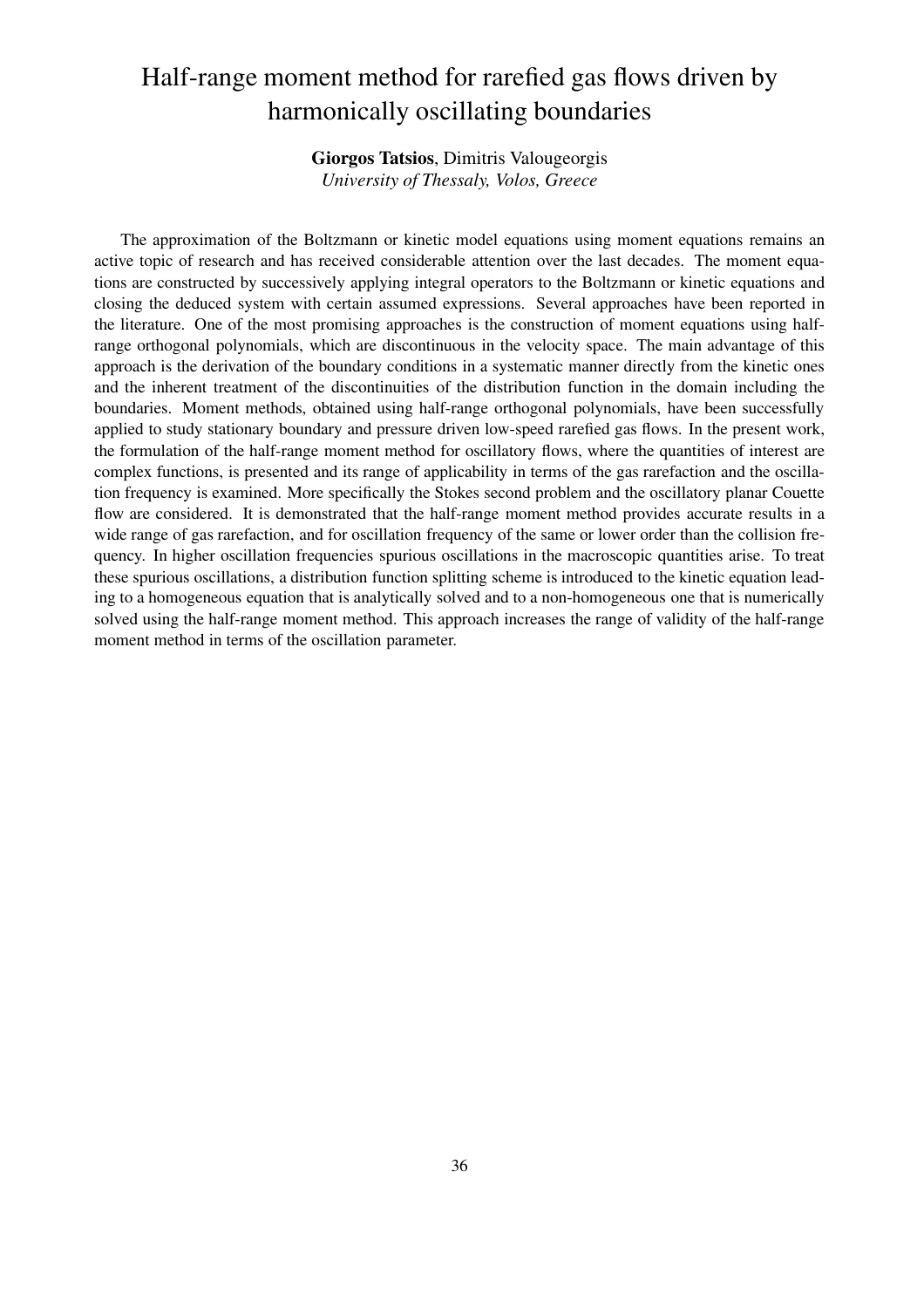# Half-range moment method for rarefied gas flows driven by harmonically oscillating boundaries

**Giorgos Tatsios**, Dimitris Valougeorgis
*University of Thessaly, Volos, Greece*

The approximation of the Boltzmann or kinetic model equations using moment equations remains an active topic of research and has received considerable attention over the last decades. The moment equations are constructed by successively applying integral operators to the Boltzmann or kinetic equations and closing the deduced system with certain assumed expressions. Several approaches have been reported in the literature. One of the most promising approaches is the construction of moment equations using half-range orthogonal polynomials, which are discontinuous in the velocity space. The main advantage of this approach is the derivation of the boundary conditions in a systematic manner directly from the kinetic ones and the inherent treatment of the discontinuities of the distribution function in the domain including the boundaries. Moment methods, obtained using half-range orthogonal polynomials, have been successfully applied to study stationary boundary and pressure driven low-speed rarefied gas flows. In the present work, the formulation of the half-range moment method for oscillatory flows, where the quantities of interest are complex functions, is presented and its range of applicability in terms of the gas rarefaction and the oscillation frequency is examined. More specifically the Stokes second problem and the oscillatory planar Couette flow are considered. It is demonstrated that the half-range moment method provides accurate results in a wide range of gas rarefaction, and for oscillation frequency of the same or lower order than the collision frequency. In higher oscillation frequencies spurious oscillations in the macroscopic quantities arise. To treat these spurious oscillations, a distribution function splitting scheme is introduced to the kinetic equation leading to a homogeneous equation that is analytically solved and to a non-homogeneous one that is numerically solved using the half-range moment method. This approach increases the range of validity of the half-range moment method in terms of the oscillation parameter.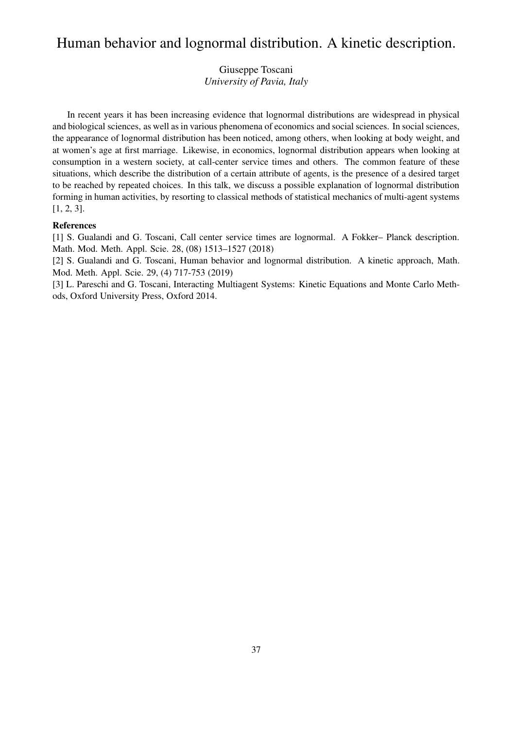# Human behavior and lognormal distribution. A kinetic description.

Giuseppe Toscani
*University of Pavia, Italy*

In recent years it has been increasing evidence that lognormal distributions are widespread in physical and biological sciences, as well as in various phenomena of economics and social sciences. In social sciences, the appearance of lognormal distribution has been noticed, among others, when looking at body weight, and at women's age at first marriage. Likewise, in economics, lognormal distribution appears when looking at consumption in a western society, at call-center service times and others. The common feature of these situations, which describe the distribution of a certain attribute of agents, is the presence of a desired target to be reached by repeated choices. In this talk, we discuss a possible explanation of lognormal distribution forming in human activities, by resorting to classical methods of statistical mechanics of multi-agent systems [1, 2, 3].

**References**

[1] S. Gualandi and G. Toscani, Call center service times are lognormal. A Fokker– Planck description. Math. Mod. Meth. Appl. Scie. 28, (08) 1513–1527 (2018)

[2] S. Gualandi and G. Toscani, Human behavior and lognormal distribution. A kinetic approach, Math. Mod. Meth. Appl. Scie. 29, (4) 717-753 (2019)

[3] L. Pareschi and G. Toscani, Interacting Multiagent Systems: Kinetic Equations and Monte Carlo Methods, Oxford University Press, Oxford 2014.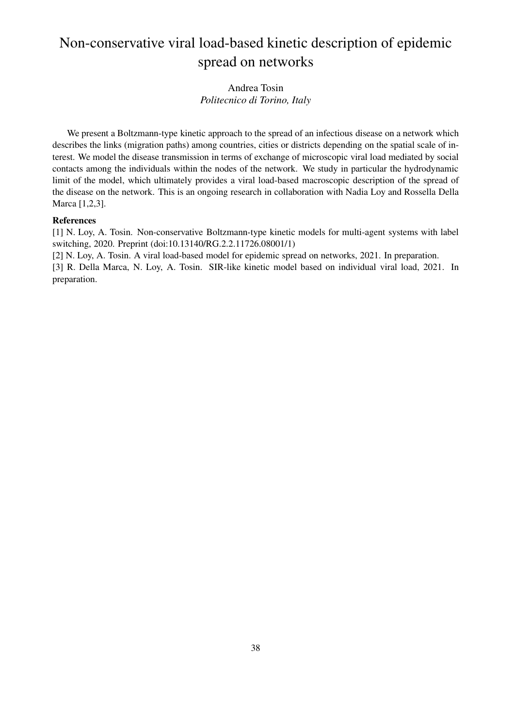# Non-conservative viral load-based kinetic description of epidemic spread on networks

Andrea Tosin
*Politecnico di Torino, Italy*

We present a Boltzmann-type kinetic approach to the spread of an infectious disease on a network which describes the links (migration paths) among countries, cities or districts depending on the spatial scale of interest. We model the disease transmission in terms of exchange of microscopic viral load mediated by social contacts among the individuals within the nodes of the network. We study in particular the hydrodynamic limit of the model, which ultimately provides a viral load-based macroscopic description of the spread of the disease on the network. This is an ongoing research in collaboration with Nadia Loy and Rossella Della Marca [1,2,3].

**References**

[1] N. Loy, A. Tosin. Non-conservative Boltzmann-type kinetic models for multi-agent systems with label switching, 2020. Preprint (doi:10.13140/RG.2.2.11726.08001/1)

[2] N. Loy, A. Tosin. A viral load-based model for epidemic spread on networks, 2021. In preparation.

[3] R. Della Marca, N. Loy, A. Tosin. SIR-like kinetic model based on individual viral load, 2021. In preparation.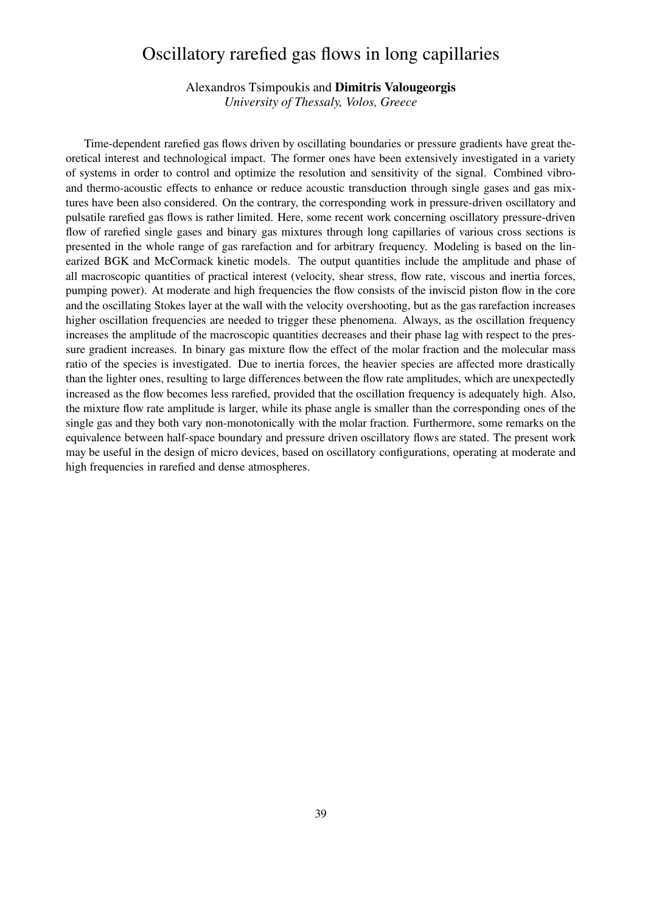# Oscillatory rarefied gas flows in long capillaries

Alexandros Tsimpoukis and **Dimitris Valougeorgis**
*University of Thessaly, Volos, Greece*

Time-dependent rarefied gas flows driven by oscillating boundaries or pressure gradients have great theoretical interest and technological impact. The former ones have been extensively investigated in a variety of systems in order to control and optimize the resolution and sensitivity of the signal. Combined vibro- and thermo-acoustic effects to enhance or reduce acoustic transduction through single gases and gas mixtures have been also considered. On the contrary, the corresponding work in pressure-driven oscillatory and pulsatile rarefied gas flows is rather limited. Here, some recent work concerning oscillatory pressure-driven flow of rarefied single gases and binary gas mixtures through long capillaries of various cross sections is presented in the whole range of gas rarefaction and for arbitrary frequency. Modeling is based on the linearized BGK and McCormack kinetic models. The output quantities include the amplitude and phase of all macroscopic quantities of practical interest (velocity, shear stress, flow rate, viscous and inertia forces, pumping power). At moderate and high frequencies the flow consists of the inviscid piston flow in the core and the oscillating Stokes layer at the wall with the velocity overshooting, but as the gas rarefaction increases higher oscillation frequencies are needed to trigger these phenomena. Always, as the oscillation frequency increases the amplitude of the macroscopic quantities decreases and their phase lag with respect to the pressure gradient increases. In binary gas mixture flow the effect of the molar fraction and the molecular mass ratio of the species is investigated. Due to inertia forces, the heavier species are affected more drastically than the lighter ones, resulting to large differences between the flow rate amplitudes, which are unexpectedly increased as the flow becomes less rarefied, provided that the oscillation frequency is adequately high. Also, the mixture flow rate amplitude is larger, while its phase angle is smaller than the corresponding ones of the single gas and they both vary non-monotonically with the molar fraction. Furthermore, some remarks on the equivalence between half-space boundary and pressure driven oscillatory flows are stated. The present work may be useful in the design of micro devices, based on oscillatory configurations, operating at moderate and high frequencies in rarefied and dense atmospheres.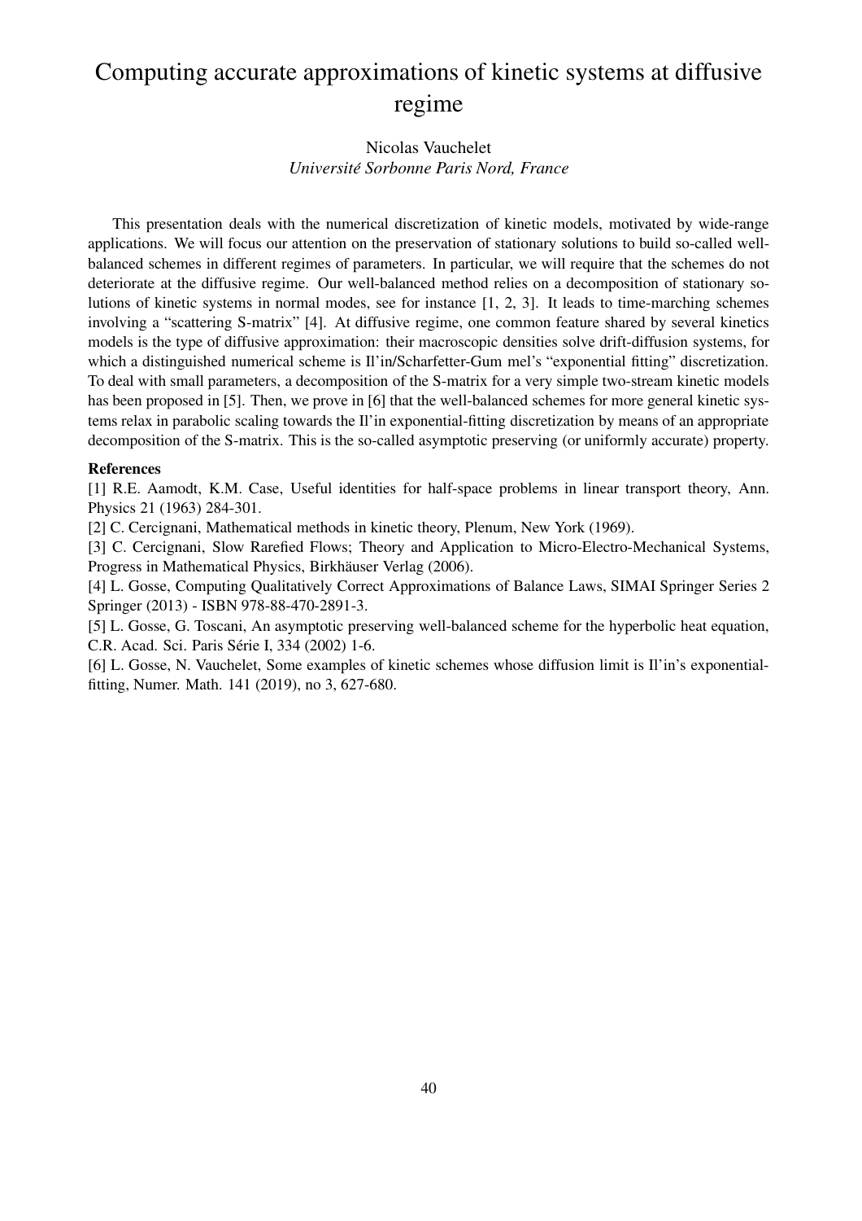# Computing accurate approximations of kinetic systems at diffusive regime

Nicolas Vauchelet
*Université Sorbonne Paris Nord, France*

This presentation deals with the numerical discretization of kinetic models, motivated by wide-range applications. We will focus our attention on the preservation of stationary solutions to build so-called well-balanced schemes in different regimes of parameters. In particular, we will require that the schemes do not deteriorate at the diffusive regime. Our well-balanced method relies on a decomposition of stationary solutions of kinetic systems in normal modes, see for instance [1, 2, 3]. It leads to time-marching schemes involving a "scattering S-matrix" [4]. At diffusive regime, one common feature shared by several kinetics models is the type of diffusive approximation: their macroscopic densities solve drift-diffusion systems, for which a distinguished numerical scheme is Il'in/Scharfetter-Gum mel's "exponential fitting" discretization. To deal with small parameters, a decomposition of the S-matrix for a very simple two-stream kinetic models has been proposed in [5]. Then, we prove in [6] that the well-balanced schemes for more general kinetic systems relax in parabolic scaling towards the Il'in exponential-fitting discretization by means of an appropriate decomposition of the S-matrix. This is the so-called asymptotic preserving (or uniformly accurate) property.

**References**

[1] R.E. Aamodt, K.M. Case, Useful identities for half-space problems in linear transport theory, Ann. Physics 21 (1963) 284-301.

[2] C. Cercignani, Mathematical methods in kinetic theory, Plenum, New York (1969).

[3] C. Cercignani, Slow Rarefied Flows; Theory and Application to Micro-Electro-Mechanical Systems, Progress in Mathematical Physics, Birkhäuser Verlag (2006).

[4] L. Gosse, Computing Qualitatively Correct Approximations of Balance Laws, SIMAI Springer Series 2 Springer (2013) - ISBN 978-88-470-2891-3.

[5] L. Gosse, G. Toscani, An asymptotic preserving well-balanced scheme for the hyperbolic heat equation, C.R. Acad. Sci. Paris Série I, 334 (2002) 1-6.

[6] L. Gosse, N. Vauchelet, Some examples of kinetic schemes whose diffusion limit is Il'in's exponential-fitting, Numer. Math. 141 (2019), no 3, 627-680.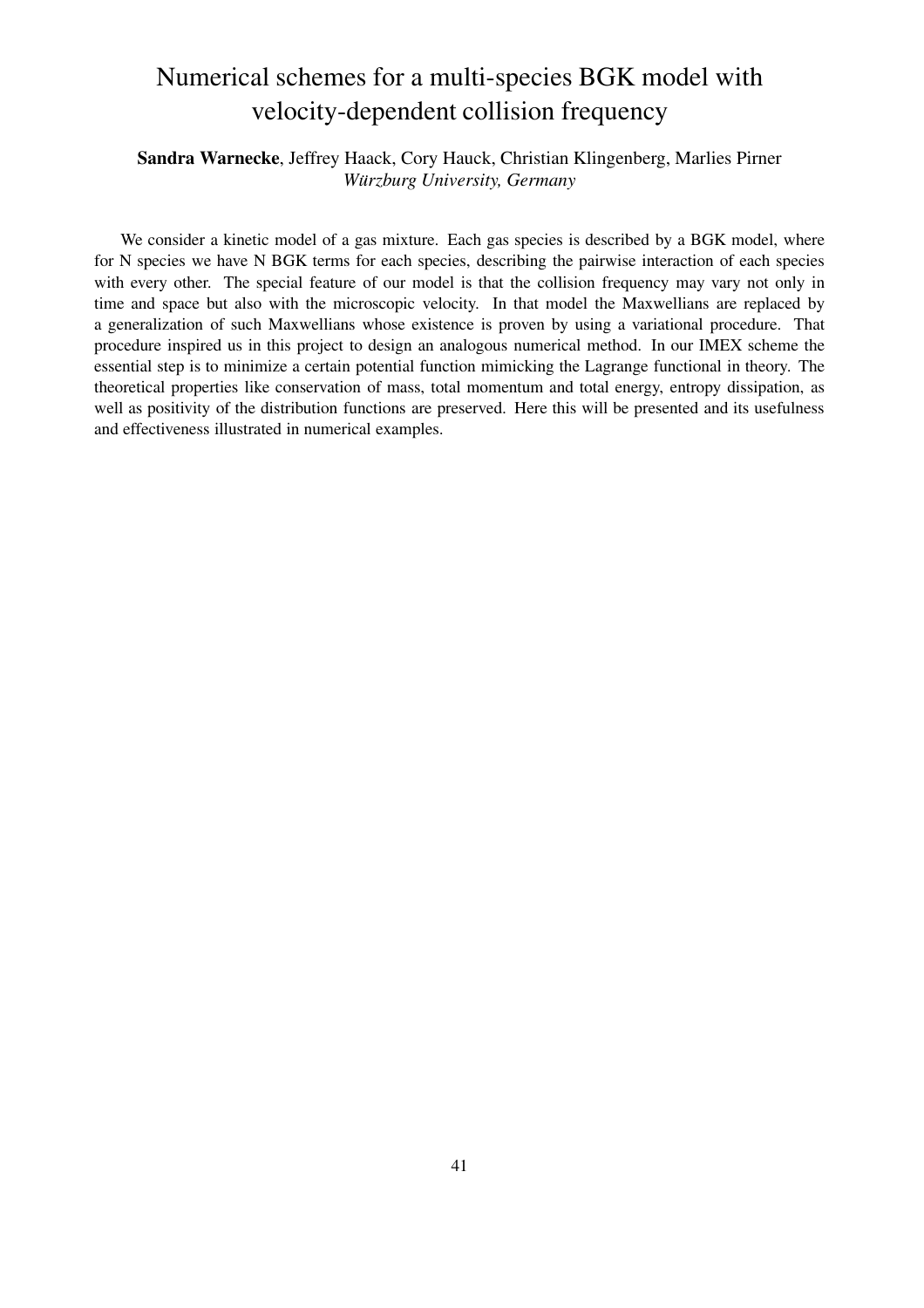# Numerical schemes for a multi-species BGK model with velocity-dependent collision frequency

**Sandra Warnecke**, Jeffrey Haack, Cory Hauck, Christian Klingenberg, Marlies Pirner
*Würzburg University, Germany*

We consider a kinetic model of a gas mixture. Each gas species is described by a BGK model, where for N species we have N BGK terms for each species, describing the pairwise interaction of each species with every other. The special feature of our model is that the collision frequency may vary not only in time and space but also with the microscopic velocity. In that model the Maxwellians are replaced by a generalization of such Maxwellians whose existence is proven by using a variational procedure. That procedure inspired us in this project to design an analogous numerical method. In our IMEX scheme the essential step is to minimize a certain potential function mimicking the Lagrange functional in theory. The theoretical properties like conservation of mass, total momentum and total energy, entropy dissipation, as well as positivity of the distribution functions are preserved. Here this will be presented and its usefulness and effectiveness illustrated in numerical examples.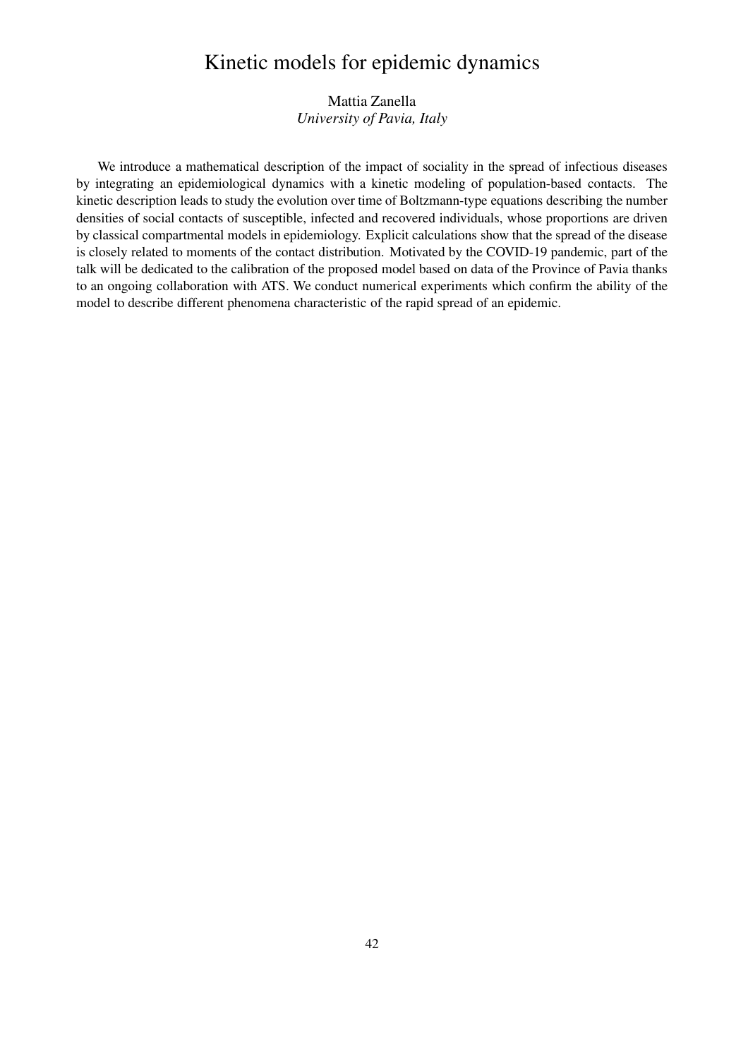# Kinetic models for epidemic dynamics

Mattia Zanella
*University of Pavia, Italy*

We introduce a mathematical description of the impact of sociality in the spread of infectious diseases by integrating an epidemiological dynamics with a kinetic modeling of population-based contacts. The kinetic description leads to study the evolution over time of Boltzmann-type equations describing the number densities of social contacts of susceptible, infected and recovered individuals, whose proportions are driven by classical compartmental models in epidemiology. Explicit calculations show that the spread of the disease is closely related to moments of the contact distribution. Motivated by the COVID-19 pandemic, part of the talk will be dedicated to the calibration of the proposed model based on data of the Province of Pavia thanks to an ongoing collaboration with ATS. We conduct numerical experiments which confirm the ability of the model to describe different phenomena characteristic of the rapid spread of an epidemic.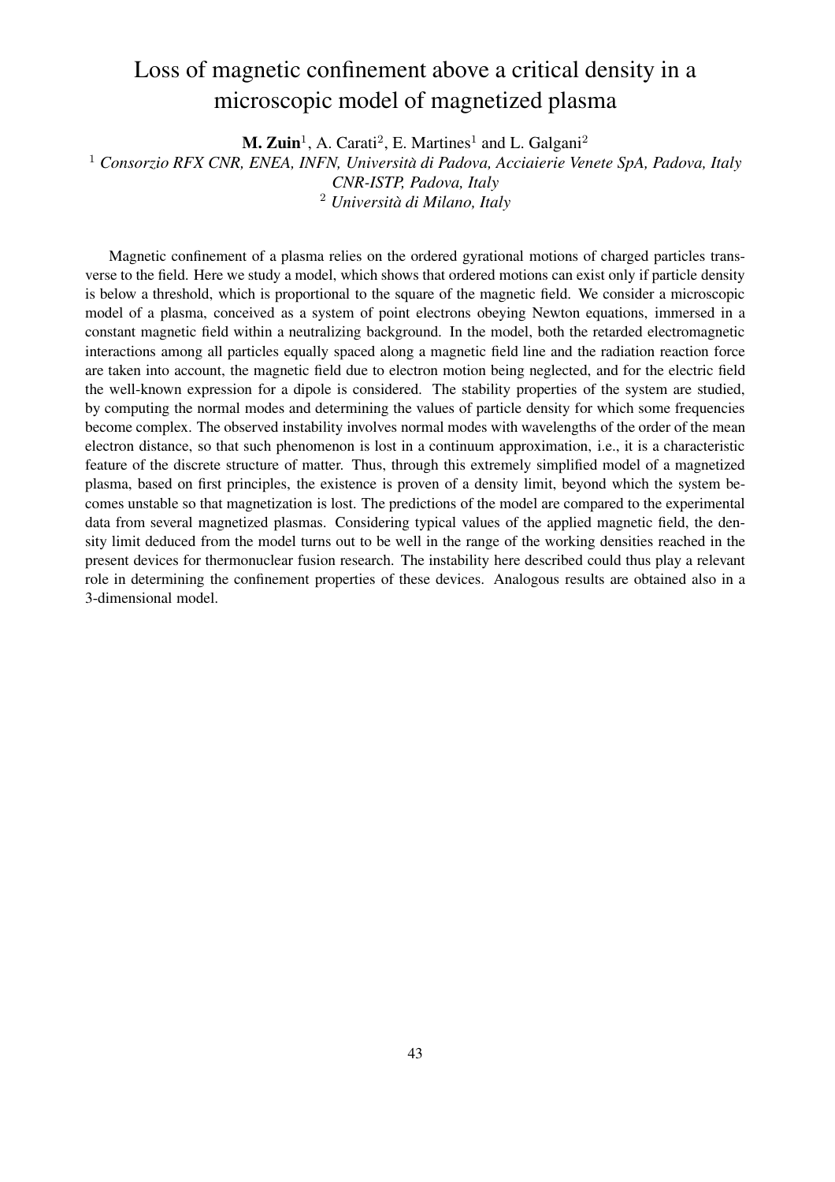# Loss of magnetic confinement above a critical density in a microscopic model of magnetized plasma

**M. Zuin**[1], A. Carati[2], E. Martines[1] and L. Galgani[2]

[1] *Consorzio RFX CNR, ENEA, INFN, Università di Padova, Acciaierie Venete SpA, Padova, Italy*
*CNR-ISTP, Padova, Italy*
[2] *Università di Milano, Italy*

Magnetic confinement of a plasma relies on the ordered gyrational motions of charged particles transverse to the field. Here we study a model, which shows that ordered motions can exist only if particle density is below a threshold, which is proportional to the square of the magnetic field. We consider a microscopic model of a plasma, conceived as a system of point electrons obeying Newton equations, immersed in a constant magnetic field within a neutralizing background. In the model, both the retarded electromagnetic interactions among all particles equally spaced along a magnetic field line and the radiation reaction force are taken into account, the magnetic field due to electron motion being neglected, and for the electric field the well-known expression for a dipole is considered. The stability properties of the system are studied, by computing the normal modes and determining the values of particle density for which some frequencies become complex. The observed instability involves normal modes with wavelengths of the order of the mean electron distance, so that such phenomenon is lost in a continuum approximation, i.e., it is a characteristic feature of the discrete structure of matter. Thus, through this extremely simplified model of a magnetized plasma, based on first principles, the existence is proven of a density limit, beyond which the system becomes unstable so that magnetization is lost. The predictions of the model are compared to the experimental data from several magnetized plasmas. Considering typical values of the applied magnetic field, the density limit deduced from the model turns out to be well in the range of the working densities reached in the present devices for thermonuclear fusion research. The instability here described could thus play a relevant role in determining the confinement properties of these devices. Analogous results are obtained also in a 3-dimensional model.